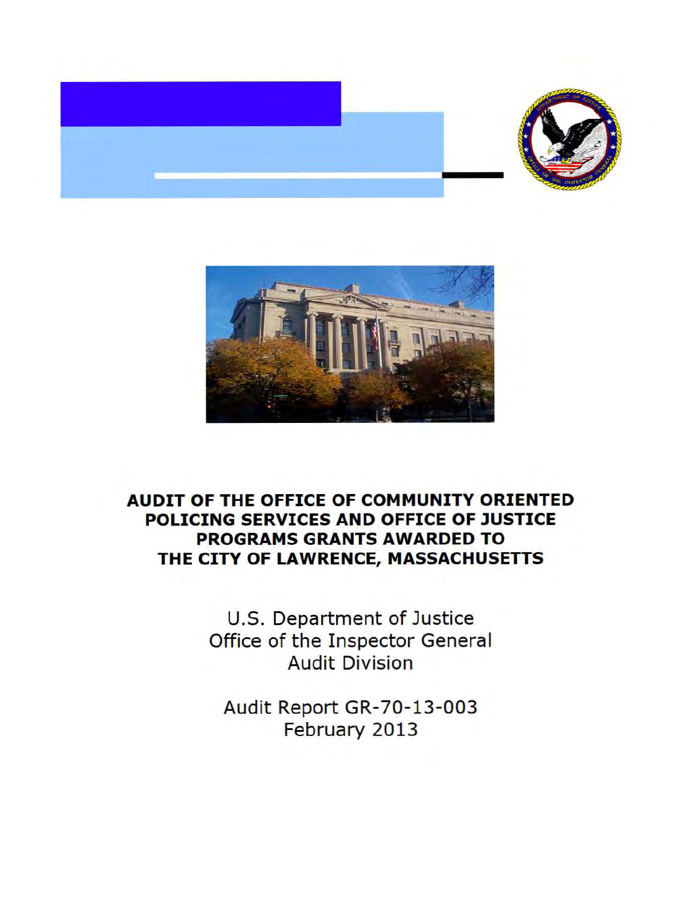# AUDIT OF THE OFFICE OF COMMUNITY ORIENTED POLICING SERVICES AND OFFICE OF JUSTICE PROGRAMS GRANTS AWARDED TO THE CITY OF LAWRENCE, MASSACHUSETTS

U.S. Department of Justice
Office of the Inspector General
Audit Division

Audit Report GR-70-13-003
February 2013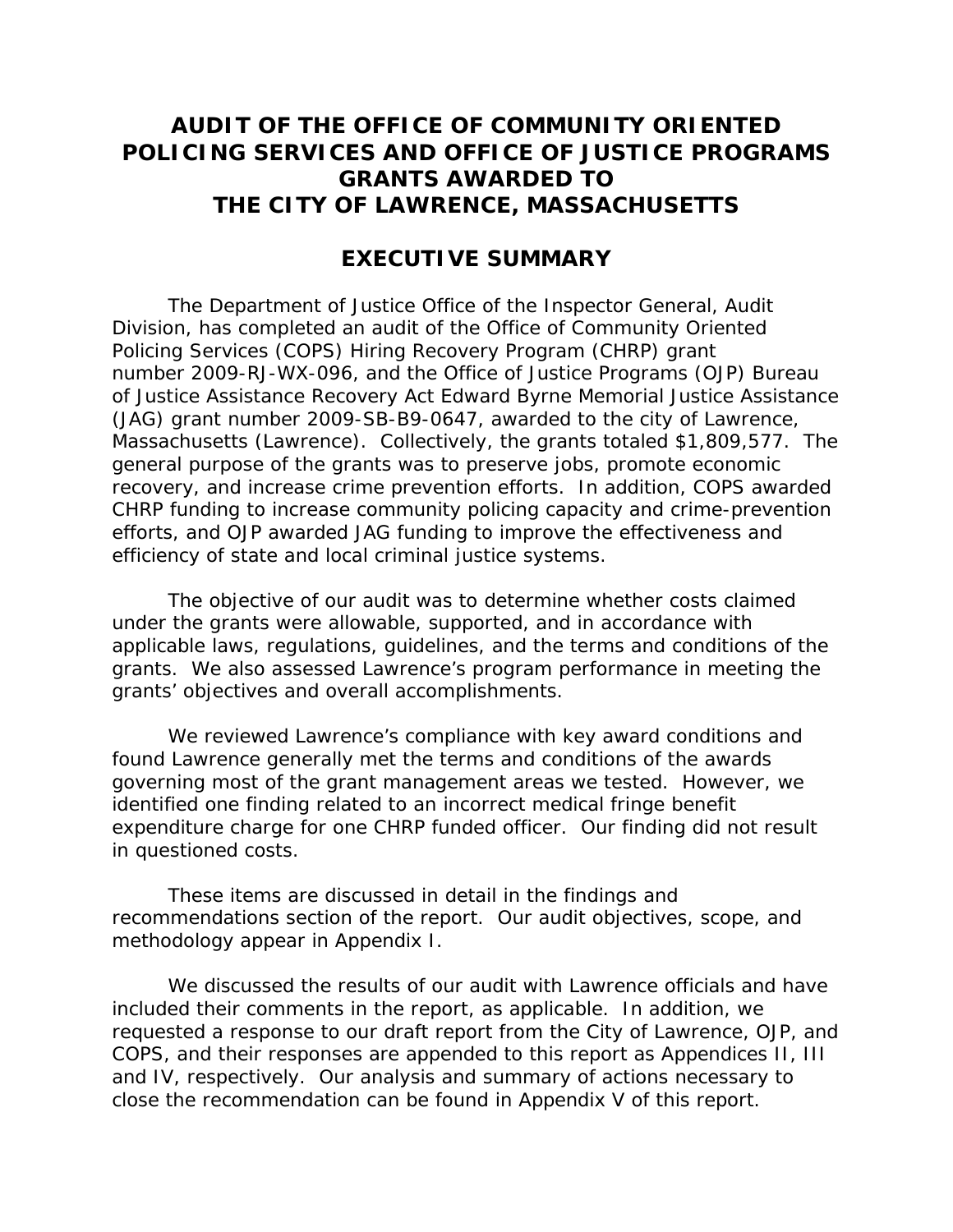# AUDIT OF THE OFFICE OF COMMUNITY ORIENTED POLICING SERVICES AND OFFICE OF JUSTICE PROGRAMS GRANTS AWARDED TO THE CITY OF LAWRENCE, MASSACHUSETTS

## EXECUTIVE SUMMARY

The Department of Justice Office of the Inspector General, Audit Division, has completed an audit of the Office of Community Oriented Policing Services (COPS) Hiring Recovery Program (CHRP) grant number 2009-RJ-WX-096, and the Office of Justice Programs (OJP) Bureau of Justice Assistance Recovery Act Edward Byrne Memorial Justice Assistance (JAG) grant number 2009-SB-B9-0647, awarded to the city of Lawrence, Massachusetts (Lawrence). Collectively, the grants totaled $1,809,577. The general purpose of the grants was to preserve jobs, promote economic recovery, and increase crime prevention efforts. In addition, COPS awarded CHRP funding to increase community policing capacity and crime-prevention efforts, and OJP awarded JAG funding to improve the effectiveness and efficiency of state and local criminal justice systems.

The objective of our audit was to determine whether costs claimed under the grants were allowable, supported, and in accordance with applicable laws, regulations, guidelines, and the terms and conditions of the grants. We also assessed Lawrence's program performance in meeting the grants' objectives and overall accomplishments.

We reviewed Lawrence's compliance with key award conditions and found Lawrence generally met the terms and conditions of the awards governing most of the grant management areas we tested. However, we identified one finding related to an incorrect medical fringe benefit expenditure charge for one CHRP funded officer. Our finding did not result in questioned costs.

These items are discussed in detail in the findings and recommendations section of the report. Our audit objectives, scope, and methodology appear in Appendix I.

We discussed the results of our audit with Lawrence officials and have included their comments in the report, as applicable. In addition, we requested a response to our draft report from the City of Lawrence, OJP, and COPS, and their responses are appended to this report as Appendices II, III and IV, respectively. Our analysis and summary of actions necessary to close the recommendation can be found in Appendix V of this report.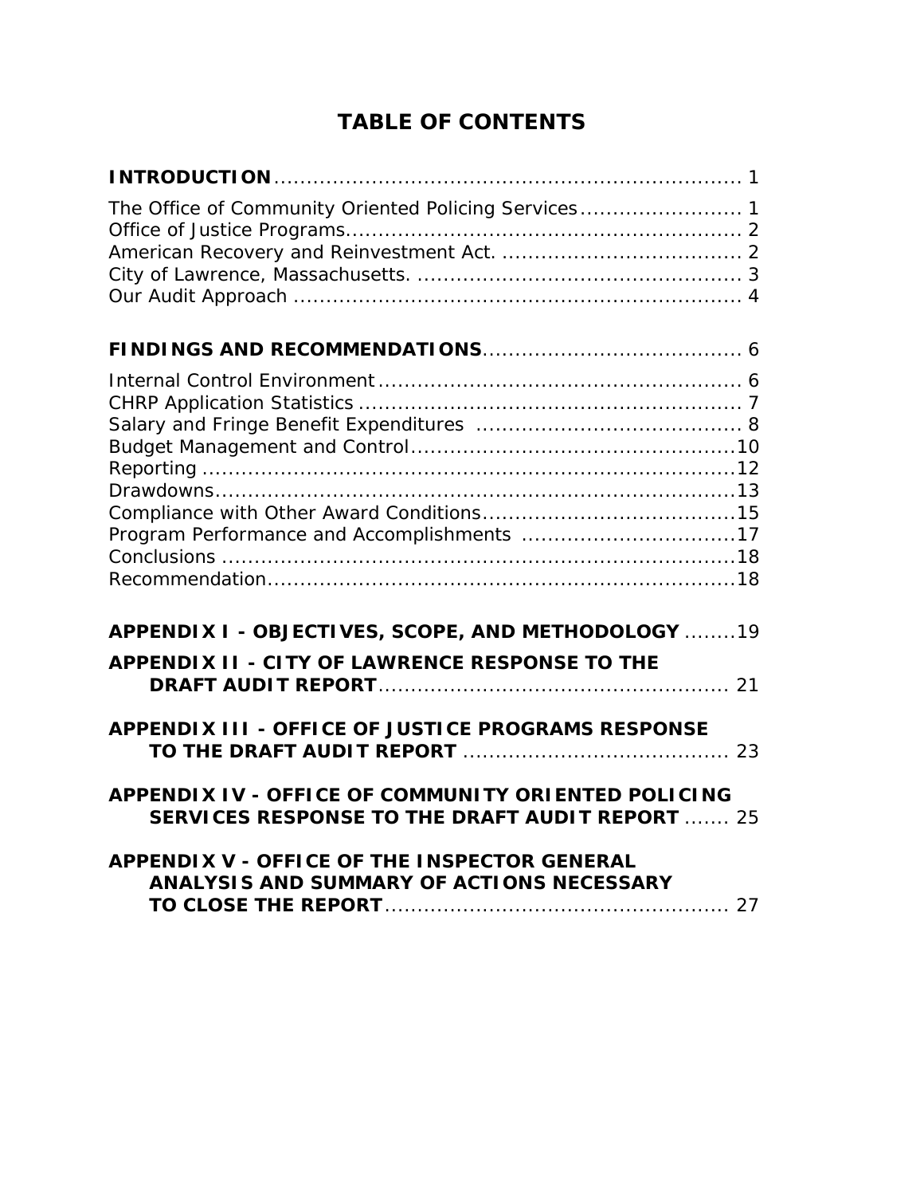# TABLE OF CONTENTS

**INTRODUCTION** ........................................................................ 1

The Office of Community Oriented Policing Services......................... 1
Office of Justice Programs.............................................................. 2
American Recovery and Reinvestment Act. ..................................... 2
City of Lawrence, Massachusetts. .................................................. 3
Our Audit Approach ..................................................................... 4

**FINDINGS AND RECOMMENDATIONS**........................................ 6

Internal Control Environment ........................................................ 6
CHRP Application Statistics ........................................................... 7
Salary and Fringe Benefit Expenditures ......................................... 8
Budget Management and Control..................................................10
Reporting ...................................................................................12
Drawdowns.................................................................................13
Compliance with Other Award Conditions.......................................15
Program Performance and Accomplishments .................................17
Conclusions ................................................................................18
Recommendation.........................................................................18

**APPENDIX I - OBJECTIVES, SCOPE, AND METHODOLOGY** ........19

**APPENDIX II - CITY OF LAWRENCE RESPONSE TO THE DRAFT AUDIT REPORT**....................................................... 21

**APPENDIX III - OFFICE OF JUSTICE PROGRAMS RESPONSE TO THE DRAFT AUDIT REPORT** ......................................... 23

**APPENDIX IV - OFFICE OF COMMUNITY ORIENTED POLICING SERVICES RESPONSE TO THE DRAFT AUDIT REPORT** ....... 25

**APPENDIX V - OFFICE OF THE INSPECTOR GENERAL ANALYSIS AND SUMMARY OF ACTIONS NECESSARY TO CLOSE THE REPORT**...................................................... 27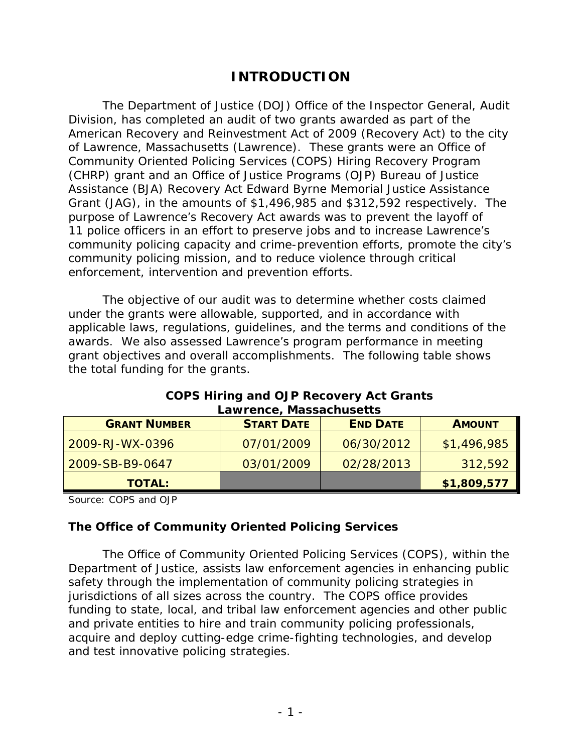# INTRODUCTION

The Department of Justice (DOJ) Office of the Inspector General, Audit Division, has completed an audit of two grants awarded as part of the American Recovery and Reinvestment Act of 2009 (Recovery Act) to the city of Lawrence, Massachusetts (Lawrence). These grants were an Office of Community Oriented Policing Services (COPS) Hiring Recovery Program (CHRP) grant and an Office of Justice Programs (OJP) Bureau of Justice Assistance (BJA) Recovery Act Edward Byrne Memorial Justice Assistance Grant (JAG), in the amounts of $1,496,985 and $312,592 respectively. The purpose of Lawrence's Recovery Act awards was to prevent the layoff of 11 police officers in an effort to preserve jobs and to increase Lawrence's community policing capacity and crime-prevention efforts, promote the city's community policing mission, and to reduce violence through critical enforcement, intervention and prevention efforts.

The objective of our audit was to determine whether costs claimed under the grants were allowable, supported, and in accordance with applicable laws, regulations, guidelines, and the terms and conditions of the awards. We also assessed Lawrence's program performance in meeting grant objectives and overall accomplishments. The following table shows the total funding for the grants.

**COPS Hiring and OJP Recovery Act Grants**
**Lawrence, Massachusetts**

| GRANT NUMBER | START DATE | END DATE | AMOUNT |
|---|---|---|---|
| 2009-RJ-WX-0396 | 07/01/2009 | 06/30/2012 | $1,496,985 |
| 2009-SB-B9-0647 | 03/01/2009 | 02/28/2013 | 312,592 |
| **TOTAL:** | | | **$1,809,577** |

Source: COPS and OJP

### The Office of Community Oriented Policing Services

The Office of Community Oriented Policing Services (COPS), within the Department of Justice, assists law enforcement agencies in enhancing public safety through the implementation of community policing strategies in jurisdictions of all sizes across the country. The COPS office provides funding to state, local, and tribal law enforcement agencies and other public and private entities to hire and train community policing professionals, acquire and deploy cutting-edge crime-fighting technologies, and develop and test innovative policing strategies.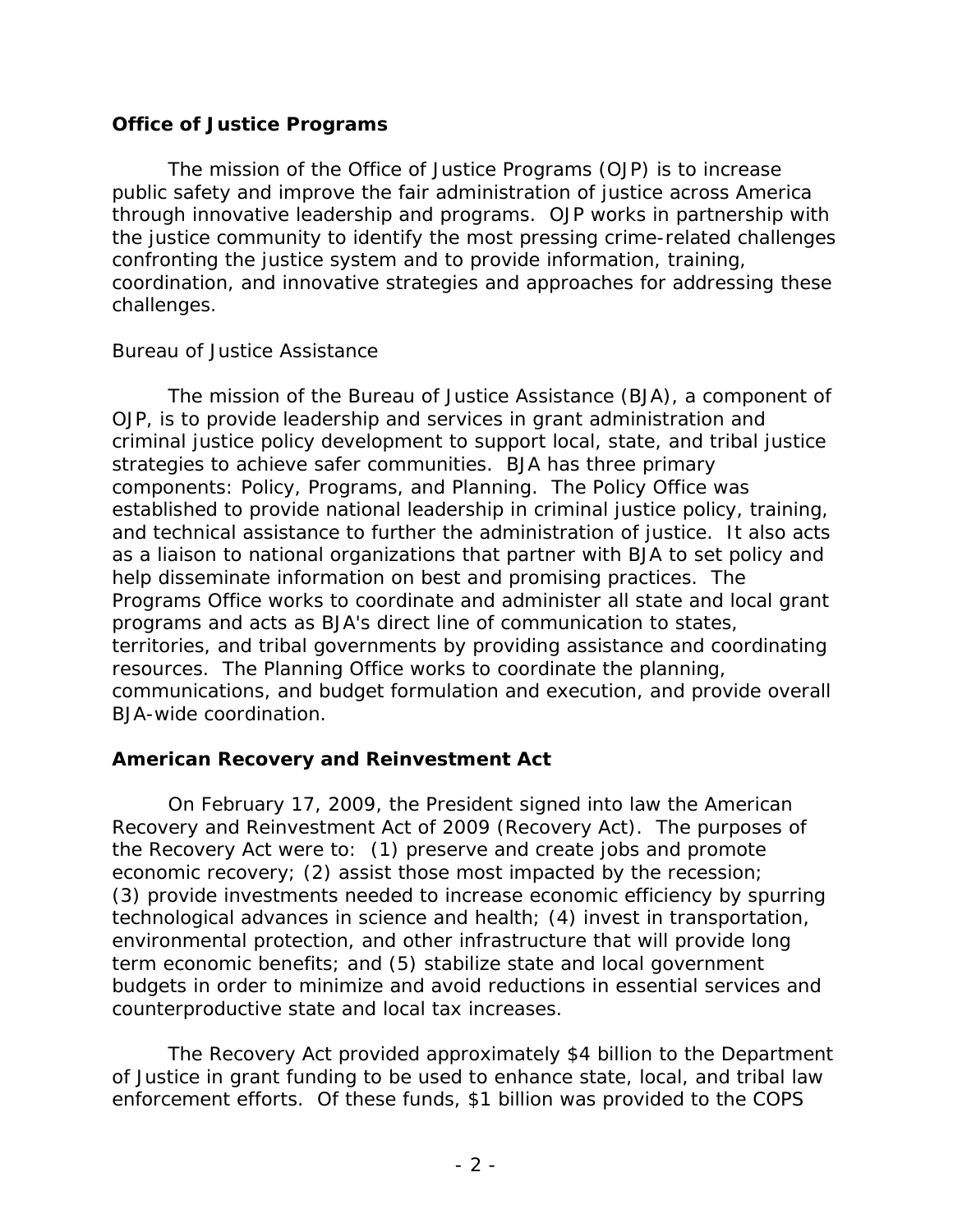## Office of Justice Programs

The mission of the Office of Justice Programs (OJP) is to increase public safety and improve the fair administration of justice across America through innovative leadership and programs. OJP works in partnership with the justice community to identify the most pressing crime-related challenges confronting the justice system and to provide information, training, coordination, and innovative strategies and approaches for addressing these challenges.

### Bureau of Justice Assistance

The mission of the Bureau of Justice Assistance (BJA), a component of OJP, is to provide leadership and services in grant administration and criminal justice policy development to support local, state, and tribal justice strategies to achieve safer communities. BJA has three primary components: Policy, Programs, and Planning. The Policy Office was established to provide national leadership in criminal justice policy, training, and technical assistance to further the administration of justice. It also acts as a liaison to national organizations that partner with BJA to set policy and help disseminate information on best and promising practices. The Programs Office works to coordinate and administer all state and local grant programs and acts as BJA's direct line of communication to states, territories, and tribal governments by providing assistance and coordinating resources. The Planning Office works to coordinate the planning, communications, and budget formulation and execution, and provide overall BJA-wide coordination.

## American Recovery and Reinvestment Act

On February 17, 2009, the President signed into law the American Recovery and Reinvestment Act of 2009 (Recovery Act). The purposes of the Recovery Act were to: (1) preserve and create jobs and promote economic recovery; (2) assist those most impacted by the recession; (3) provide investments needed to increase economic efficiency by spurring technological advances in science and health; (4) invest in transportation, environmental protection, and other infrastructure that will provide long term economic benefits; and (5) stabilize state and local government budgets in order to minimize and avoid reductions in essential services and counterproductive state and local tax increases.

The Recovery Act provided approximately $4 billion to the Department of Justice in grant funding to be used to enhance state, local, and tribal law enforcement efforts. Of these funds, $1 billion was provided to the COPS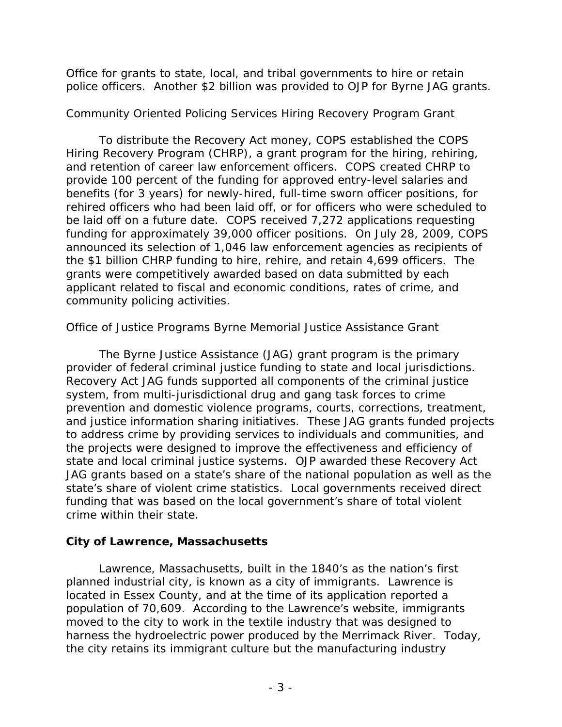Office for grants to state, local, and tribal governments to hire or retain police officers. Another $2 billion was provided to OJP for Byrne JAG grants.

*Community Oriented Policing Services Hiring Recovery Program Grant*

To distribute the Recovery Act money, COPS established the COPS Hiring Recovery Program (CHRP), a grant program for the hiring, rehiring, and retention of career law enforcement officers. COPS created CHRP to provide 100 percent of the funding for approved entry-level salaries and benefits (for 3 years) for newly-hired, full-time sworn officer positions, for rehired officers who had been laid off, or for officers who were scheduled to be laid off on a future date. COPS received 7,272 applications requesting funding for approximately 39,000 officer positions. On July 28, 2009, COPS announced its selection of 1,046 law enforcement agencies as recipients of the $1 billion CHRP funding to hire, rehire, and retain 4,699 officers. The grants were competitively awarded based on data submitted by each applicant related to fiscal and economic conditions, rates of crime, and community policing activities.

*Office of Justice Programs Byrne Memorial Justice Assistance Grant*

The Byrne Justice Assistance (JAG) grant program is the primary provider of federal criminal justice funding to state and local jurisdictions. Recovery Act JAG funds supported all components of the criminal justice system, from multi-jurisdictional drug and gang task forces to crime prevention and domestic violence programs, courts, corrections, treatment, and justice information sharing initiatives. These JAG grants funded projects to address crime by providing services to individuals and communities, and the projects were designed to improve the effectiveness and efficiency of state and local criminal justice systems. OJP awarded these Recovery Act JAG grants based on a state's share of the national population as well as the state's share of violent crime statistics. Local governments received direct funding that was based on the local government's share of total violent crime within their state.

**City of Lawrence, Massachusetts**

Lawrence, Massachusetts, built in the 1840's as the nation's first planned industrial city, is known as a city of immigrants. Lawrence is located in Essex County, and at the time of its application reported a population of 70,609. According to the Lawrence's website, immigrants moved to the city to work in the textile industry that was designed to harness the hydroelectric power produced by the Merrimack River. Today, the city retains its immigrant culture but the manufacturing industry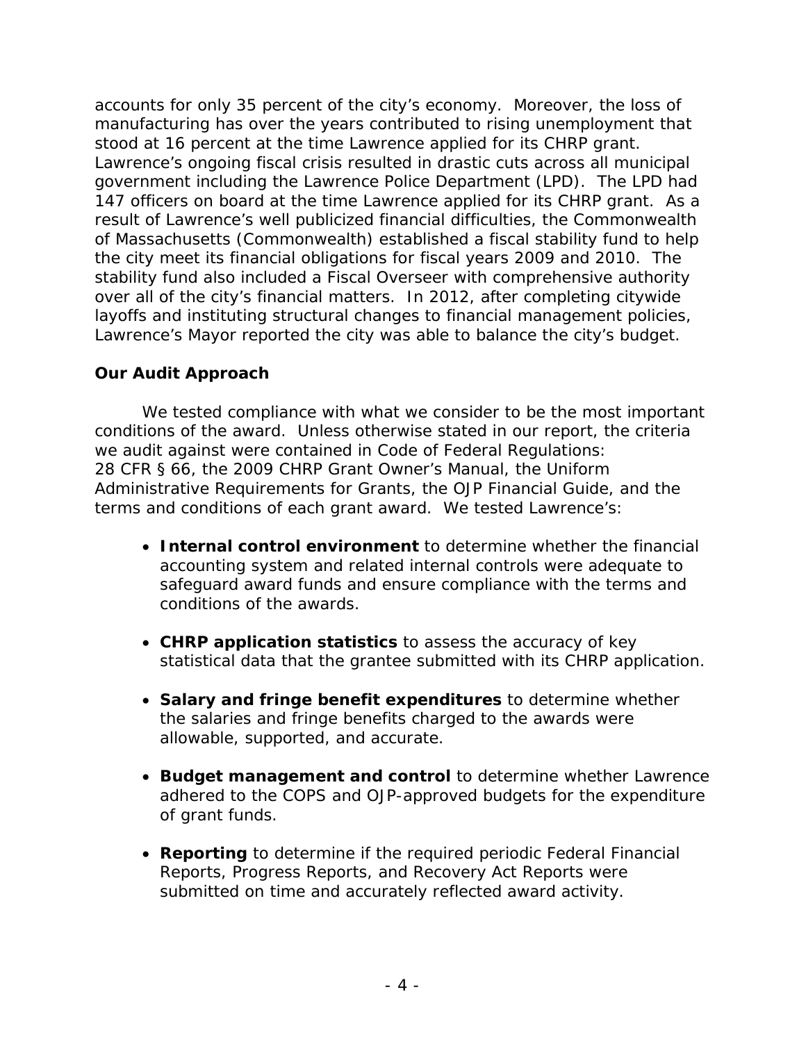accounts for only 35 percent of the city's economy. Moreover, the loss of manufacturing has over the years contributed to rising unemployment that stood at 16 percent at the time Lawrence applied for its CHRP grant. Lawrence's ongoing fiscal crisis resulted in drastic cuts across all municipal government including the Lawrence Police Department (LPD). The LPD had 147 officers on board at the time Lawrence applied for its CHRP grant. As a result of Lawrence's well publicized financial difficulties, the Commonwealth of Massachusetts (Commonwealth) established a fiscal stability fund to help the city meet its financial obligations for fiscal years 2009 and 2010. The stability fund also included a Fiscal Overseer with comprehensive authority over all of the city's financial matters. In 2012, after completing citywide layoffs and instituting structural changes to financial management policies, Lawrence's Mayor reported the city was able to balance the city's budget.

### Our Audit Approach

We tested compliance with what we consider to be the most important conditions of the award. Unless otherwise stated in our report, the criteria we audit against were contained in Code of Federal Regulations: 28 CFR § 66, the 2009 CHRP Grant Owner's Manual, the Uniform Administrative Requirements for Grants, the OJP Financial Guide, and the terms and conditions of each grant award. We tested Lawrence's:

- **Internal control environment** to determine whether the financial accounting system and related internal controls were adequate to safeguard award funds and ensure compliance with the terms and conditions of the awards.
- **CHRP application statistics** to assess the accuracy of key statistical data that the grantee submitted with its CHRP application.
- **Salary and fringe benefit expenditures** to determine whether the salaries and fringe benefits charged to the awards were allowable, supported, and accurate.
- **Budget management and control** to determine whether Lawrence adhered to the COPS and OJP-approved budgets for the expenditure of grant funds.
- **Reporting** to determine if the required periodic Federal Financial Reports, Progress Reports, and Recovery Act Reports were submitted on time and accurately reflected award activity.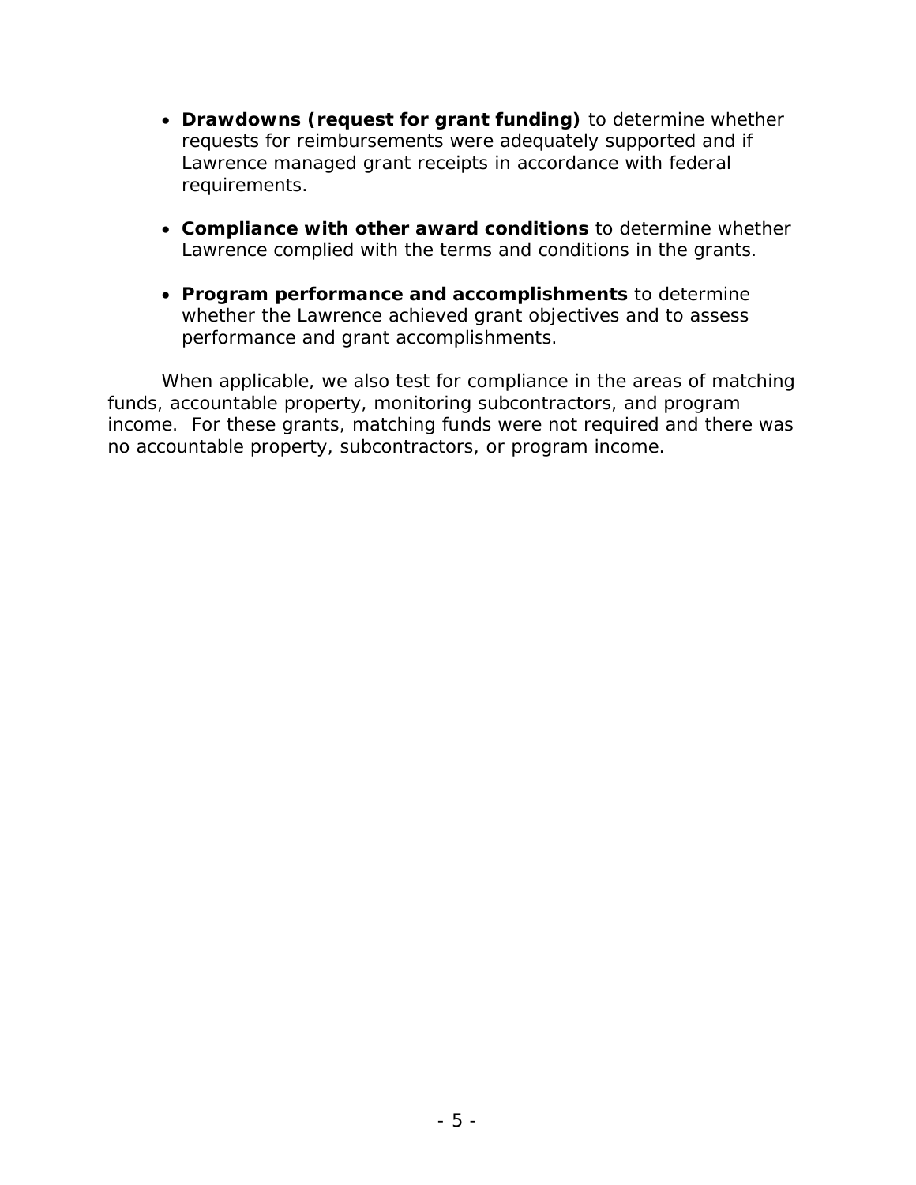- **Drawdowns (request for grant funding)** to determine whether requests for reimbursements were adequately supported and if Lawrence managed grant receipts in accordance with federal requirements.

- **Compliance with other award conditions** to determine whether Lawrence complied with the terms and conditions in the grants.

- **Program performance and accomplishments** to determine whether the Lawrence achieved grant objectives and to assess performance and grant accomplishments.

When applicable, we also test for compliance in the areas of matching funds, accountable property, monitoring subcontractors, and program income. For these grants, matching funds were not required and there was no accountable property, subcontractors, or program income.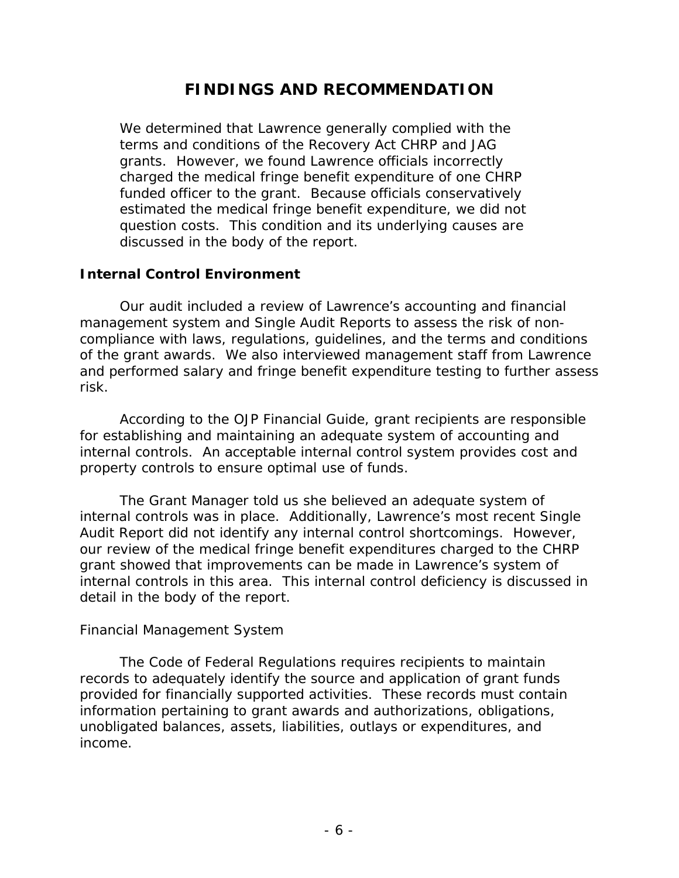# FINDINGS AND RECOMMENDATION

We determined that Lawrence generally complied with the terms and conditions of the Recovery Act CHRP and JAG grants. However, we found Lawrence officials incorrectly charged the medical fringe benefit expenditure of one CHRP funded officer to the grant. Because officials conservatively estimated the medical fringe benefit expenditure, we did not question costs. This condition and its underlying causes are discussed in the body of the report.

## Internal Control Environment

Our audit included a review of Lawrence's accounting and financial management system and Single Audit Reports to assess the risk of non-compliance with laws, regulations, guidelines, and the terms and conditions of the grant awards. We also interviewed management staff from Lawrence and performed salary and fringe benefit expenditure testing to further assess risk.

According to the OJP Financial Guide, grant recipients are responsible for establishing and maintaining an adequate system of accounting and internal controls. An acceptable internal control system provides cost and property controls to ensure optimal use of funds.

The Grant Manager told us she believed an adequate system of internal controls was in place. Additionally, Lawrence's most recent Single Audit Report did not identify any internal control shortcomings. However, our review of the medical fringe benefit expenditures charged to the CHRP grant showed that improvements can be made in Lawrence's system of internal controls in this area. This internal control deficiency is discussed in detail in the body of the report.

### Financial Management System

The Code of Federal Regulations requires recipients to maintain records to adequately identify the source and application of grant funds provided for financially supported activities. These records must contain information pertaining to grant awards and authorizations, obligations, unobligated balances, assets, liabilities, outlays or expenditures, and income.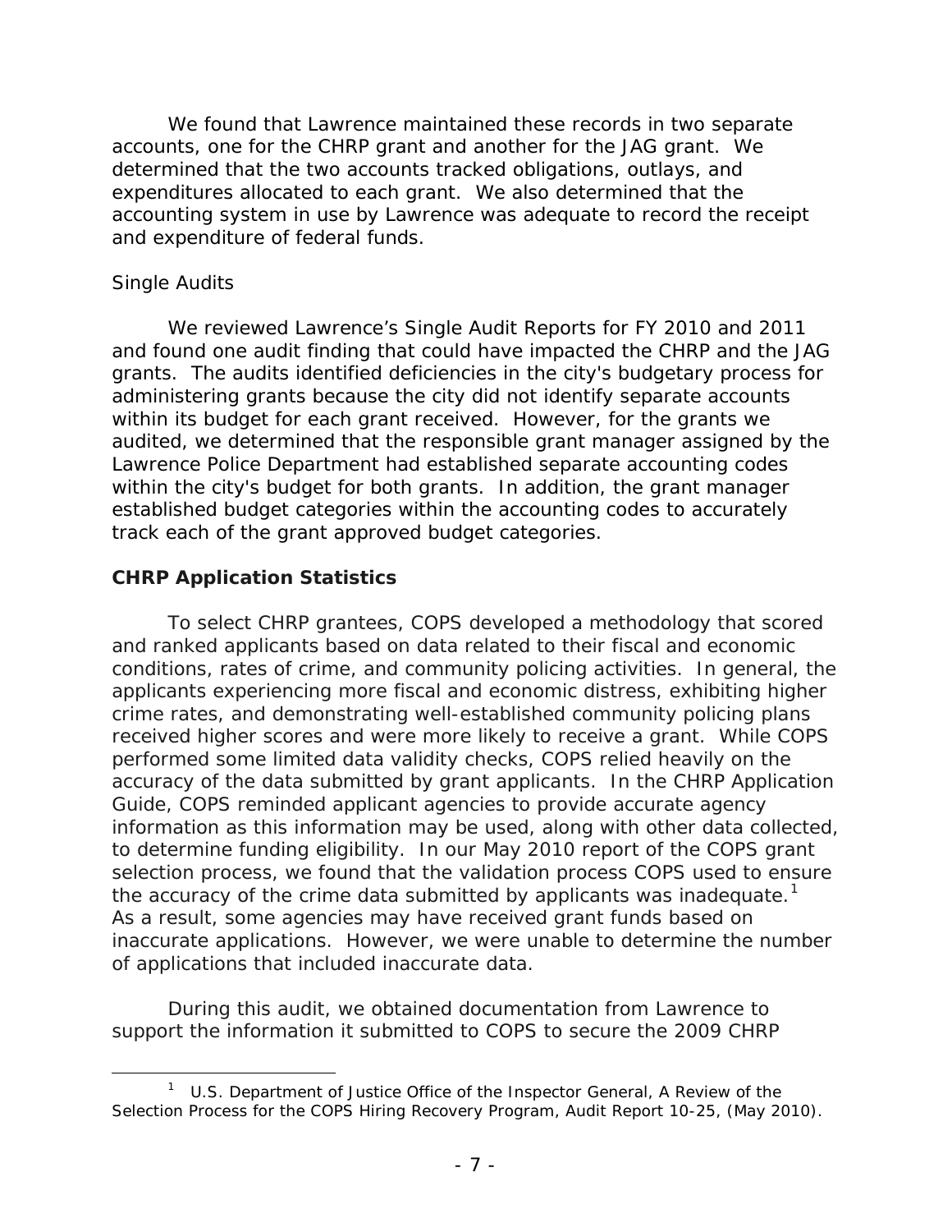We found that Lawrence maintained these records in two separate accounts, one for the CHRP grant and another for the JAG grant. We determined that the two accounts tracked obligations, outlays, and expenditures allocated to each grant. We also determined that the accounting system in use by Lawrence was adequate to record the receipt and expenditure of federal funds.

*Single Audits*

We reviewed Lawrence's Single Audit Reports for FY 2010 and 2011 and found one audit finding that could have impacted the CHRP and the JAG grants. The audits identified deficiencies in the city's budgetary process for administering grants because the city did not identify separate accounts within its budget for each grant received. However, for the grants we audited, we determined that the responsible grant manager assigned by the Lawrence Police Department had established separate accounting codes within the city's budget for both grants. In addition, the grant manager established budget categories within the accounting codes to accurately track each of the grant approved budget categories.

## CHRP Application Statistics

To select CHRP grantees, COPS developed a methodology that scored and ranked applicants based on data related to their fiscal and economic conditions, rates of crime, and community policing activities. In general, the applicants experiencing more fiscal and economic distress, exhibiting higher crime rates, and demonstrating well-established community policing plans received higher scores and were more likely to receive a grant. While COPS performed some limited data validity checks, COPS relied heavily on the accuracy of the data submitted by grant applicants. In the CHRP Application Guide, COPS reminded applicant agencies to provide accurate agency information as this information may be used, along with other data collected, to determine funding eligibility. In our May 2010 report of the COPS grant selection process, we found that the validation process COPS used to ensure the accuracy of the crime data submitted by applicants was inadequate.[1] As a result, some agencies may have received grant funds based on inaccurate applications. However, we were unable to determine the number of applications that included inaccurate data.

During this audit, we obtained documentation from Lawrence to support the information it submitted to COPS to secure the 2009 CHRP

[1] U.S. Department of Justice Office of the Inspector General, A Review of the Selection Process for the COPS Hiring Recovery Program, Audit Report 10-25, (May 2010).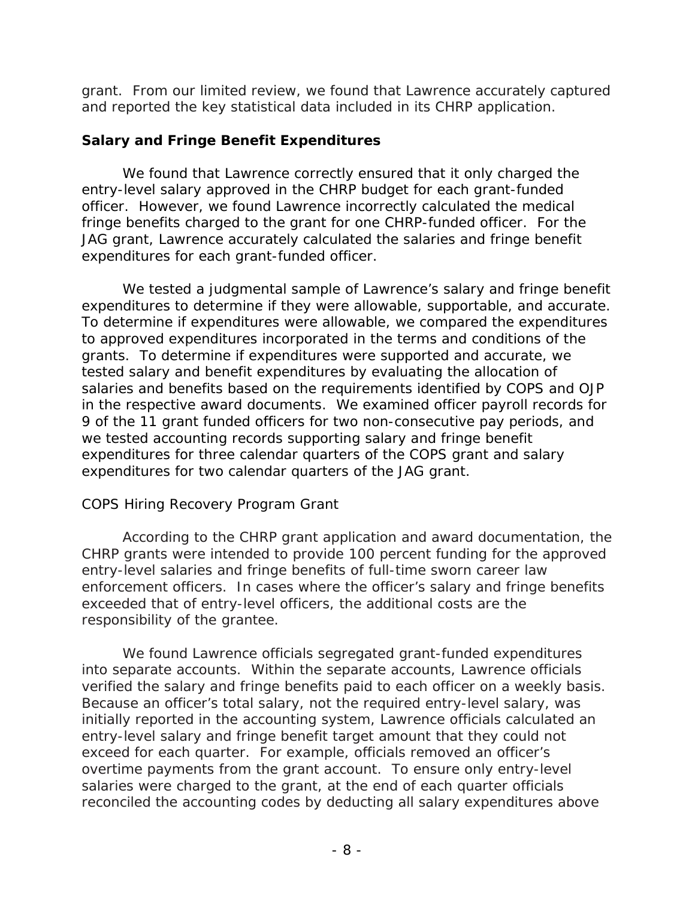grant. From our limited review, we found that Lawrence accurately captured and reported the key statistical data included in its CHRP application.

### Salary and Fringe Benefit Expenditures

We found that Lawrence correctly ensured that it only charged the entry-level salary approved in the CHRP budget for each grant-funded officer. However, we found Lawrence incorrectly calculated the medical fringe benefits charged to the grant for one CHRP-funded officer. For the JAG grant, Lawrence accurately calculated the salaries and fringe benefit expenditures for each grant-funded officer.

We tested a judgmental sample of Lawrence's salary and fringe benefit expenditures to determine if they were allowable, supportable, and accurate. To determine if expenditures were allowable, we compared the expenditures to approved expenditures incorporated in the terms and conditions of the grants. To determine if expenditures were supported and accurate, we tested salary and benefit expenditures by evaluating the allocation of salaries and benefits based on the requirements identified by COPS and OJP in the respective award documents. We examined officer payroll records for 9 of the 11 grant funded officers for two non-consecutive pay periods, and we tested accounting records supporting salary and fringe benefit expenditures for three calendar quarters of the COPS grant and salary expenditures for two calendar quarters of the JAG grant.

#### COPS Hiring Recovery Program Grant

According to the CHRP grant application and award documentation, the CHRP grants were intended to provide 100 percent funding for the approved entry-level salaries and fringe benefits of full-time sworn career law enforcement officers. In cases where the officer's salary and fringe benefits exceeded that of entry-level officers, the additional costs are the responsibility of the grantee.

We found Lawrence officials segregated grant-funded expenditures into separate accounts. Within the separate accounts, Lawrence officials verified the salary and fringe benefits paid to each officer on a weekly basis. Because an officer's total salary, not the required entry-level salary, was initially reported in the accounting system, Lawrence officials calculated an entry-level salary and fringe benefit target amount that they could not exceed for each quarter. For example, officials removed an officer's overtime payments from the grant account. To ensure only entry-level salaries were charged to the grant, at the end of each quarter officials reconciled the accounting codes by deducting all salary expenditures above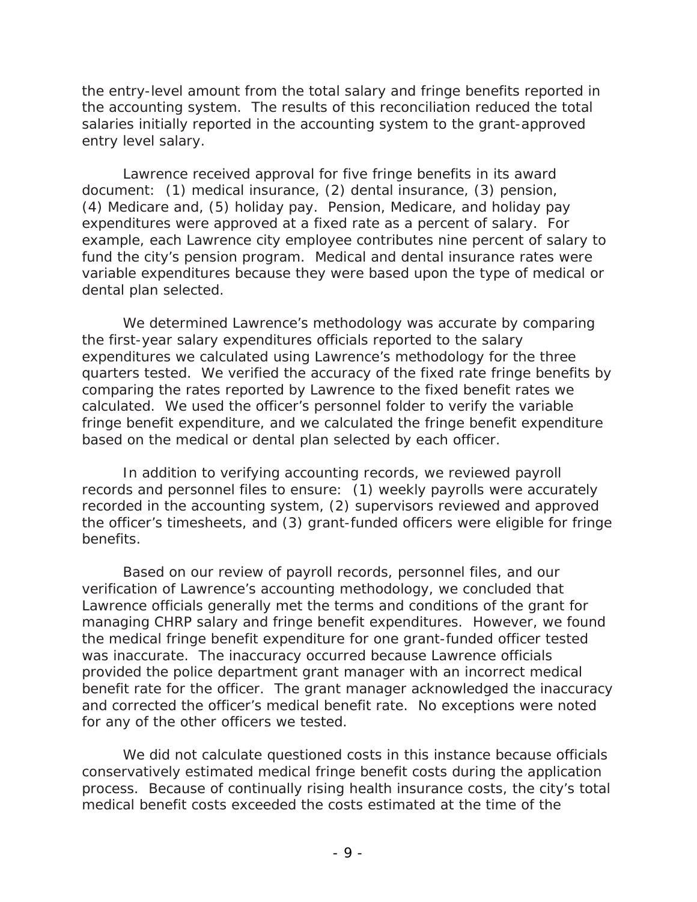the entry-level amount from the total salary and fringe benefits reported in the accounting system. The results of this reconciliation reduced the total salaries initially reported in the accounting system to the grant-approved entry level salary.

Lawrence received approval for five fringe benefits in its award document: (1) medical insurance, (2) dental insurance, (3) pension, (4) Medicare and, (5) holiday pay. Pension, Medicare, and holiday pay expenditures were approved at a fixed rate as a percent of salary. For example, each Lawrence city employee contributes nine percent of salary to fund the city's pension program. Medical and dental insurance rates were variable expenditures because they were based upon the type of medical or dental plan selected.

We determined Lawrence's methodology was accurate by comparing the first-year salary expenditures officials reported to the salary expenditures we calculated using Lawrence's methodology for the three quarters tested. We verified the accuracy of the fixed rate fringe benefits by comparing the rates reported by Lawrence to the fixed benefit rates we calculated. We used the officer's personnel folder to verify the variable fringe benefit expenditure, and we calculated the fringe benefit expenditure based on the medical or dental plan selected by each officer.

In addition to verifying accounting records, we reviewed payroll records and personnel files to ensure: (1) weekly payrolls were accurately recorded in the accounting system, (2) supervisors reviewed and approved the officer's timesheets, and (3) grant-funded officers were eligible for fringe benefits.

Based on our review of payroll records, personnel files, and our verification of Lawrence's accounting methodology, we concluded that Lawrence officials generally met the terms and conditions of the grant for managing CHRP salary and fringe benefit expenditures. However, we found the medical fringe benefit expenditure for one grant-funded officer tested was inaccurate. The inaccuracy occurred because Lawrence officials provided the police department grant manager with an incorrect medical benefit rate for the officer. The grant manager acknowledged the inaccuracy and corrected the officer's medical benefit rate. No exceptions were noted for any of the other officers we tested.

We did not calculate questioned costs in this instance because officials conservatively estimated medical fringe benefit costs during the application process. Because of continually rising health insurance costs, the city's total medical benefit costs exceeded the costs estimated at the time of the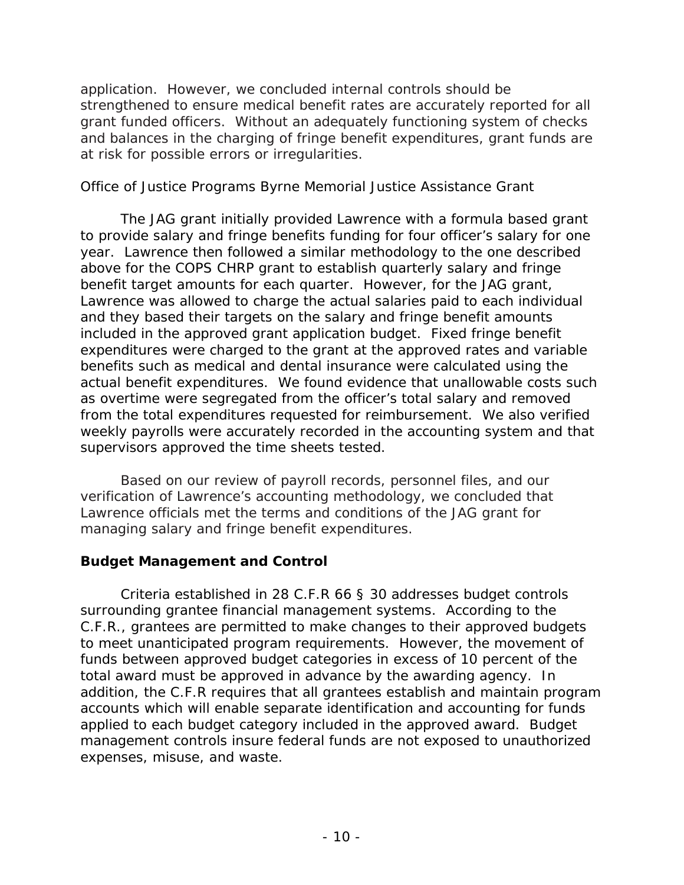application. However, we concluded internal controls should be strengthened to ensure medical benefit rates are accurately reported for all grant funded officers. Without an adequately functioning system of checks and balances in the charging of fringe benefit expenditures, grant funds are at risk for possible errors or irregularities.

Office of Justice Programs Byrne Memorial Justice Assistance Grant

The JAG grant initially provided Lawrence with a formula based grant to provide salary and fringe benefits funding for four officer's salary for one year. Lawrence then followed a similar methodology to the one described above for the COPS CHRP grant to establish quarterly salary and fringe benefit target amounts for each quarter. However, for the JAG grant, Lawrence was allowed to charge the actual salaries paid to each individual and they based their targets on the salary and fringe benefit amounts included in the approved grant application budget. Fixed fringe benefit expenditures were charged to the grant at the approved rates and variable benefits such as medical and dental insurance were calculated using the actual benefit expenditures. We found evidence that unallowable costs such as overtime were segregated from the officer's total salary and removed from the total expenditures requested for reimbursement. We also verified weekly payrolls were accurately recorded in the accounting system and that supervisors approved the time sheets tested.

Based on our review of payroll records, personnel files, and our verification of Lawrence's accounting methodology, we concluded that Lawrence officials met the terms and conditions of the JAG grant for managing salary and fringe benefit expenditures.

### Budget Management and Control

Criteria established in 28 C.F.R 66 § 30 addresses budget controls surrounding grantee financial management systems. According to the C.F.R., grantees are permitted to make changes to their approved budgets to meet unanticipated program requirements. However, the movement of funds between approved budget categories in excess of 10 percent of the total award must be approved in advance by the awarding agency. In addition, the C.F.R requires that all grantees establish and maintain program accounts which will enable separate identification and accounting for funds applied to each budget category included in the approved award. Budget management controls insure federal funds are not exposed to unauthorized expenses, misuse, and waste.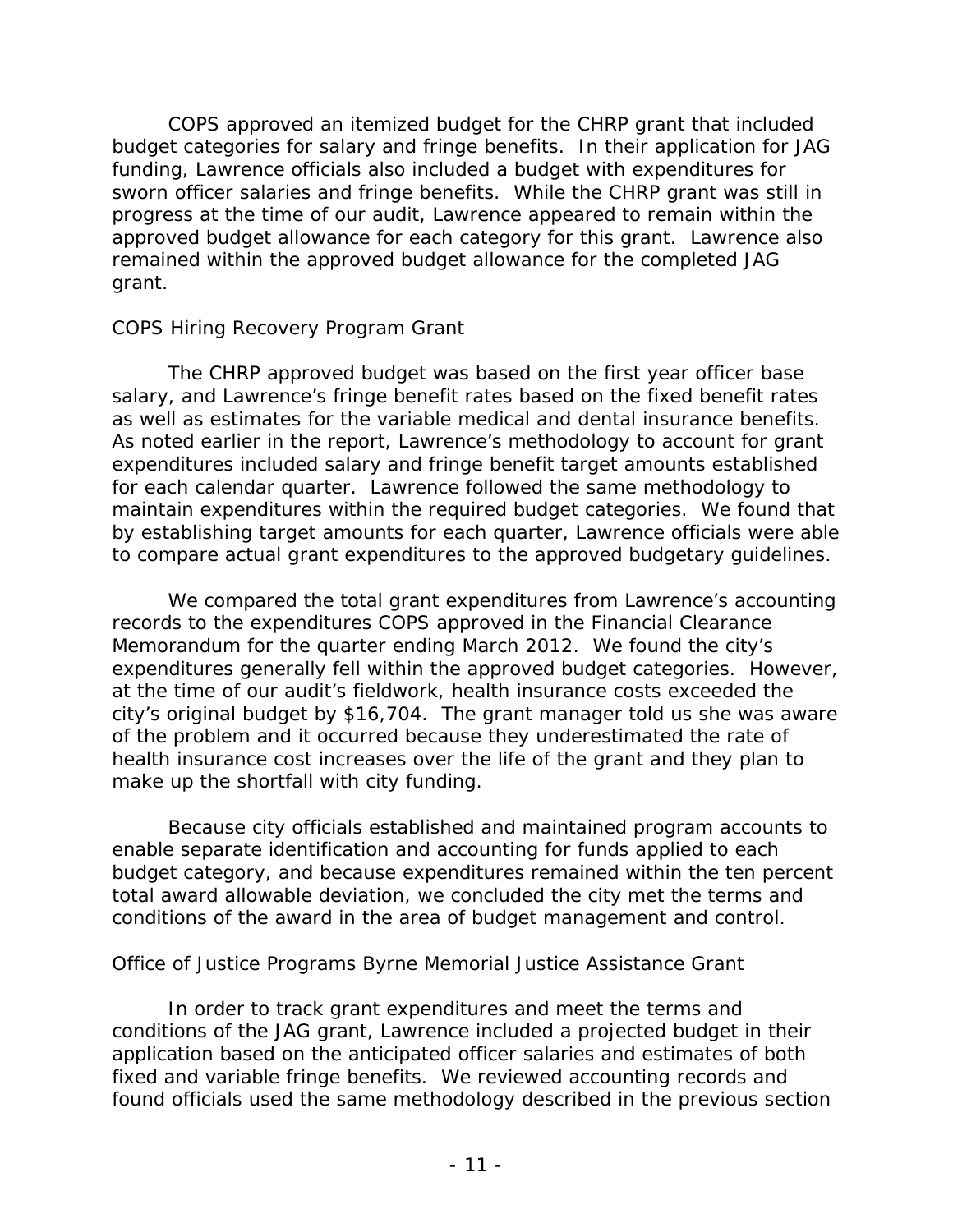COPS approved an itemized budget for the CHRP grant that included budget categories for salary and fringe benefits. In their application for JAG funding, Lawrence officials also included a budget with expenditures for sworn officer salaries and fringe benefits. While the CHRP grant was still in progress at the time of our audit, Lawrence appeared to remain within the approved budget allowance for each category for this grant. Lawrence also remained within the approved budget allowance for the completed JAG grant.

### COPS Hiring Recovery Program Grant

The CHRP approved budget was based on the first year officer base salary, and Lawrence's fringe benefit rates based on the fixed benefit rates as well as estimates for the variable medical and dental insurance benefits. As noted earlier in the report, Lawrence's methodology to account for grant expenditures included salary and fringe benefit target amounts established for each calendar quarter. Lawrence followed the same methodology to maintain expenditures within the required budget categories. We found that by establishing target amounts for each quarter, Lawrence officials were able to compare actual grant expenditures to the approved budgetary guidelines.

We compared the total grant expenditures from Lawrence's accounting records to the expenditures COPS approved in the Financial Clearance Memorandum for the quarter ending March 2012. We found the city's expenditures generally fell within the approved budget categories. However, at the time of our audit's fieldwork, health insurance costs exceeded the city's original budget by $16,704. The grant manager told us she was aware of the problem and it occurred because they underestimated the rate of health insurance cost increases over the life of the grant and they plan to make up the shortfall with city funding.

Because city officials established and maintained program accounts to enable separate identification and accounting for funds applied to each budget category, and because expenditures remained within the ten percent total award allowable deviation, we concluded the city met the terms and conditions of the award in the area of budget management and control.

### Office of Justice Programs Byrne Memorial Justice Assistance Grant

In order to track grant expenditures and meet the terms and conditions of the JAG grant, Lawrence included a projected budget in their application based on the anticipated officer salaries and estimates of both fixed and variable fringe benefits. We reviewed accounting records and found officials used the same methodology described in the previous section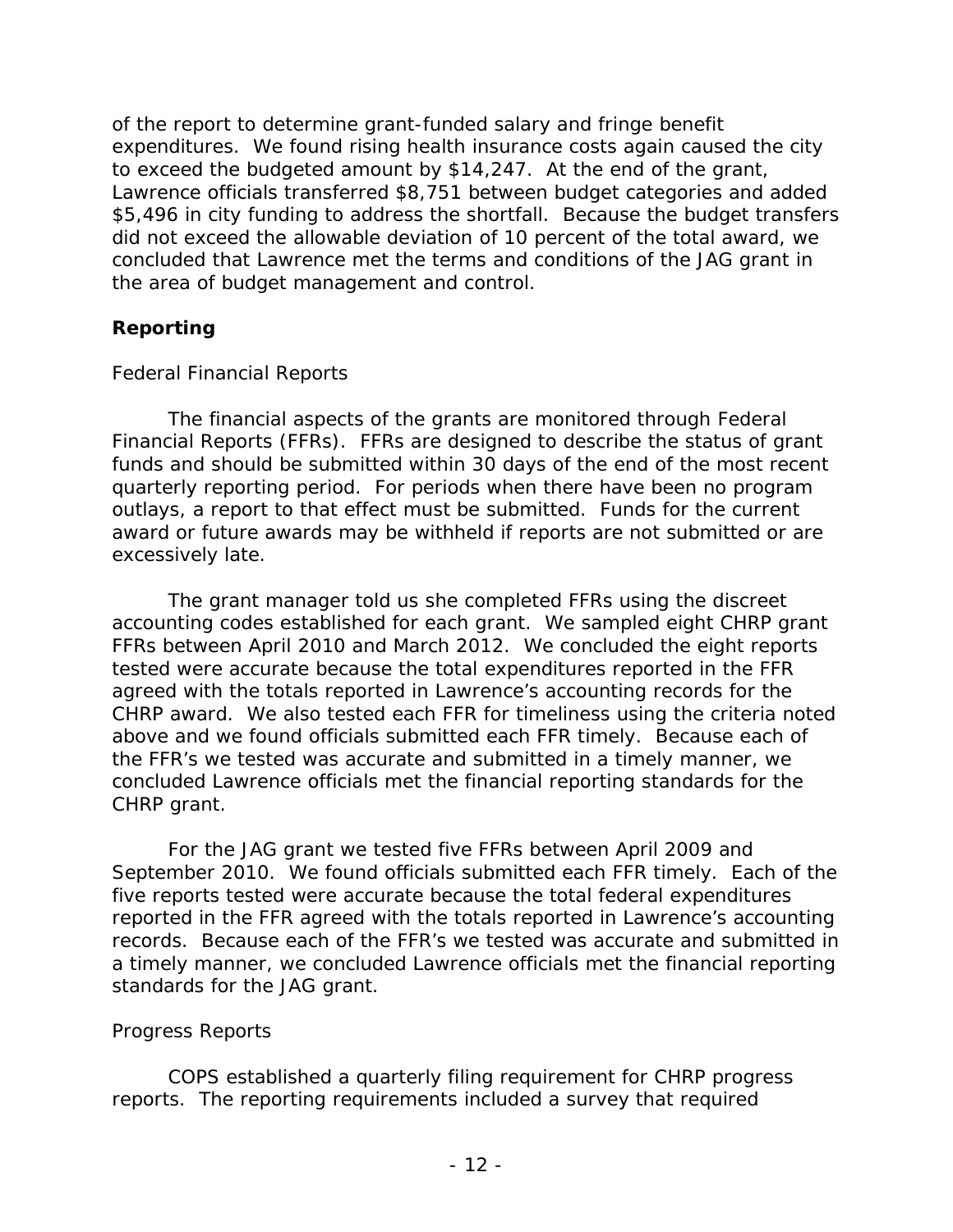of the report to determine grant-funded salary and fringe benefit expenditures. We found rising health insurance costs again caused the city to exceed the budgeted amount by $14,247. At the end of the grant, Lawrence officials transferred $8,751 between budget categories and added $5,496 in city funding to address the shortfall. Because the budget transfers did not exceed the allowable deviation of 10 percent of the total award, we concluded that Lawrence met the terms and conditions of the JAG grant in the area of budget management and control.

## Reporting

*Federal Financial Reports*

The financial aspects of the grants are monitored through Federal Financial Reports (FFRs). FFRs are designed to describe the status of grant funds and should be submitted within 30 days of the end of the most recent quarterly reporting period. For periods when there have been no program outlays, a report to that effect must be submitted. Funds for the current award or future awards may be withheld if reports are not submitted or are excessively late.

The grant manager told us she completed FFRs using the discreet accounting codes established for each grant. We sampled eight CHRP grant FFRs between April 2010 and March 2012. We concluded the eight reports tested were accurate because the total expenditures reported in the FFR agreed with the totals reported in Lawrence's accounting records for the CHRP award. We also tested each FFR for timeliness using the criteria noted above and we found officials submitted each FFR timely. Because each of the FFR's we tested was accurate and submitted in a timely manner, we concluded Lawrence officials met the financial reporting standards for the CHRP grant.

For the JAG grant we tested five FFRs between April 2009 and September 2010. We found officials submitted each FFR timely. Each of the five reports tested were accurate because the total federal expenditures reported in the FFR agreed with the totals reported in Lawrence's accounting records. Because each of the FFR's we tested was accurate and submitted in a timely manner, we concluded Lawrence officials met the financial reporting standards for the JAG grant.

*Progress Reports*

COPS established a quarterly filing requirement for CHRP progress reports. The reporting requirements included a survey that required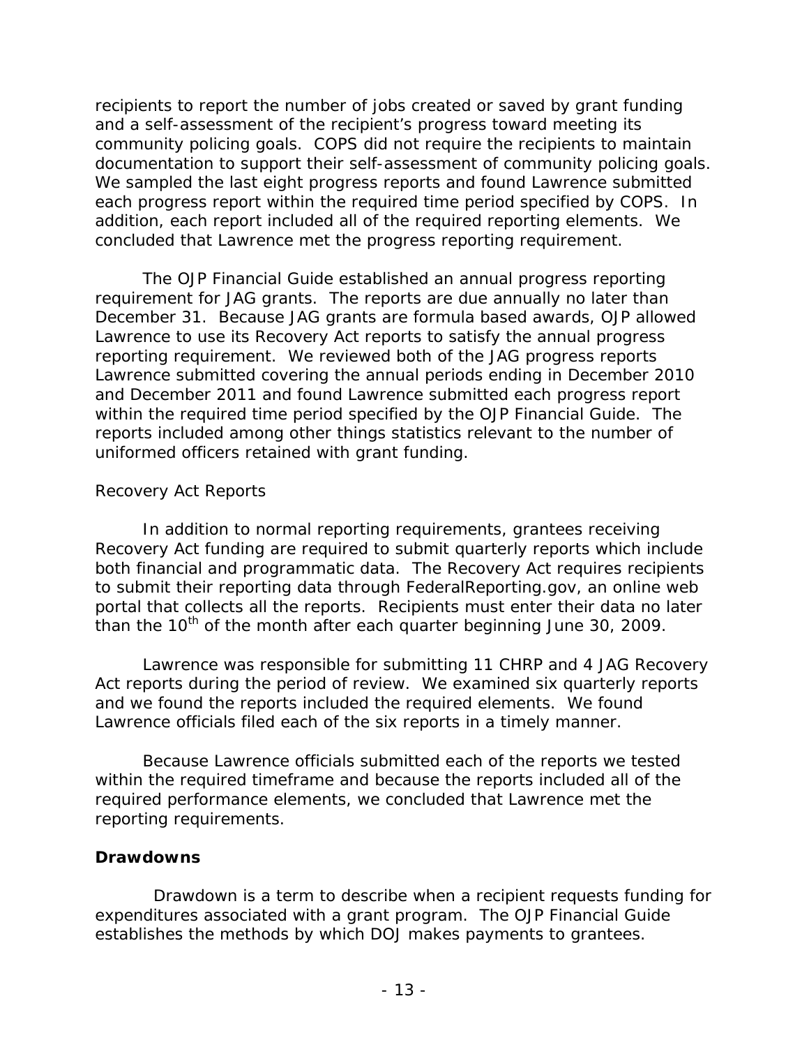recipients to report the number of jobs created or saved by grant funding and a self-assessment of the recipient's progress toward meeting its community policing goals. COPS did not require the recipients to maintain documentation to support their self-assessment of community policing goals. We sampled the last eight progress reports and found Lawrence submitted each progress report within the required time period specified by COPS. In addition, each report included all of the required reporting elements. We concluded that Lawrence met the progress reporting requirement.

The OJP Financial Guide established an annual progress reporting requirement for JAG grants. The reports are due annually no later than December 31. Because JAG grants are formula based awards, OJP allowed Lawrence to use its Recovery Act reports to satisfy the annual progress reporting requirement. We reviewed both of the JAG progress reports Lawrence submitted covering the annual periods ending in December 2010 and December 2011 and found Lawrence submitted each progress report within the required time period specified by the OJP Financial Guide. The reports included among other things statistics relevant to the number of uniformed officers retained with grant funding.

*Recovery Act Reports*

In addition to normal reporting requirements, grantees receiving Recovery Act funding are required to submit quarterly reports which include both financial and programmatic data. The Recovery Act requires recipients to submit their reporting data through FederalReporting.gov, an online web portal that collects all the reports. Recipients must enter their data no later than the 10th of the month after each quarter beginning June 30, 2009.

Lawrence was responsible for submitting 11 CHRP and 4 JAG Recovery Act reports during the period of review. We examined six quarterly reports and we found the reports included the required elements. We found Lawrence officials filed each of the six reports in a timely manner.

Because Lawrence officials submitted each of the reports we tested within the required timeframe and because the reports included all of the required performance elements, we concluded that Lawrence met the reporting requirements.

**Drawdowns**

Drawdown is a term to describe when a recipient requests funding for expenditures associated with a grant program. The OJP Financial Guide establishes the methods by which DOJ makes payments to grantees.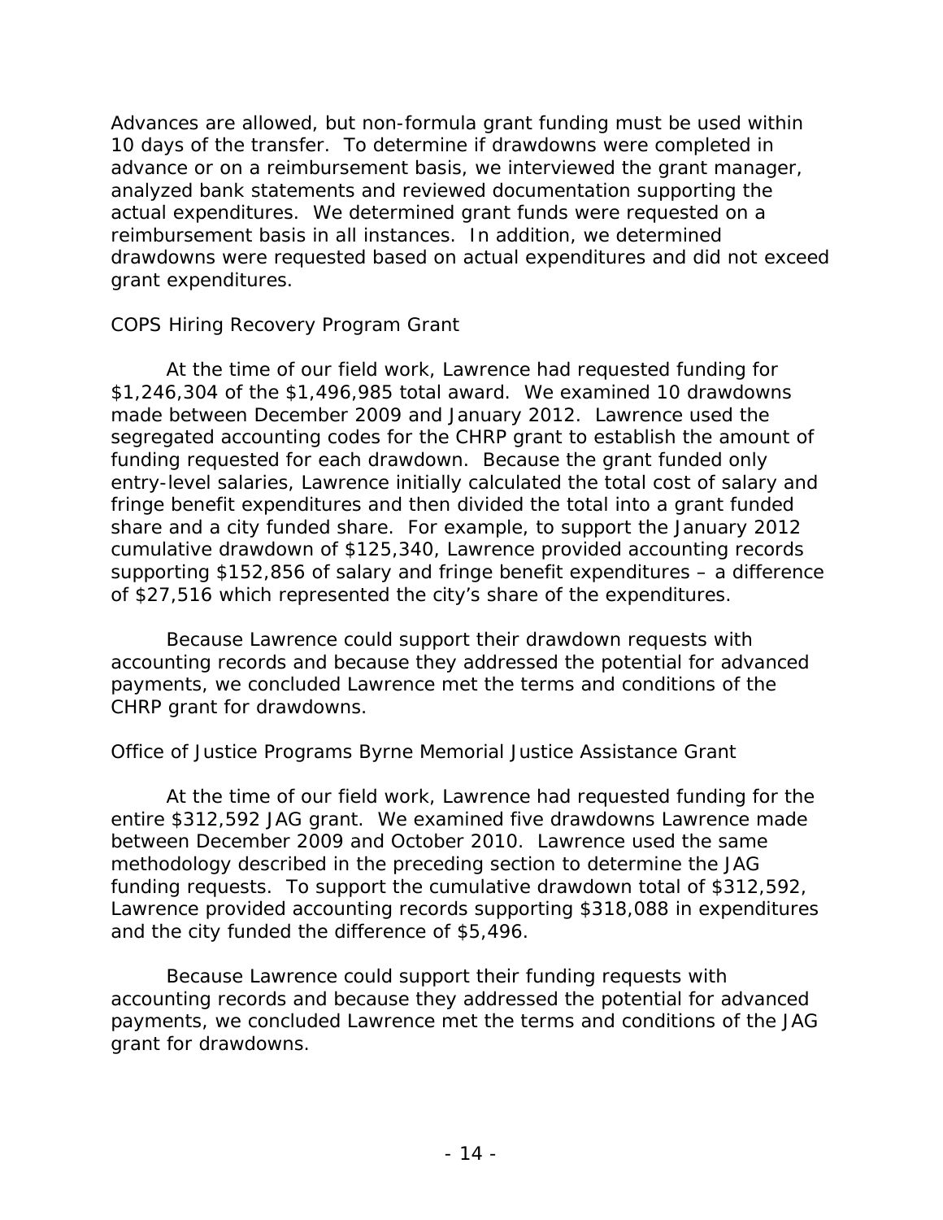Advances are allowed, but non-formula grant funding must be used within 10 days of the transfer. To determine if drawdowns were completed in advance or on a reimbursement basis, we interviewed the grant manager, analyzed bank statements and reviewed documentation supporting the actual expenditures. We determined grant funds were requested on a reimbursement basis in all instances. In addition, we determined drawdowns were requested based on actual expenditures and did not exceed grant expenditures.

### COPS Hiring Recovery Program Grant

At the time of our field work, Lawrence had requested funding for $1,246,304 of the $1,496,985 total award. We examined 10 drawdowns made between December 2009 and January 2012. Lawrence used the segregated accounting codes for the CHRP grant to establish the amount of funding requested for each drawdown. Because the grant funded only entry-level salaries, Lawrence initially calculated the total cost of salary and fringe benefit expenditures and then divided the total into a grant funded share and a city funded share. For example, to support the January 2012 cumulative drawdown of $125,340, Lawrence provided accounting records supporting $152,856 of salary and fringe benefit expenditures – a difference of $27,516 which represented the city's share of the expenditures.

Because Lawrence could support their drawdown requests with accounting records and because they addressed the potential for advanced payments, we concluded Lawrence met the terms and conditions of the CHRP grant for drawdowns.

### Office of Justice Programs Byrne Memorial Justice Assistance Grant

At the time of our field work, Lawrence had requested funding for the entire $312,592 JAG grant. We examined five drawdowns Lawrence made between December 2009 and October 2010. Lawrence used the same methodology described in the preceding section to determine the JAG funding requests. To support the cumulative drawdown total of $312,592, Lawrence provided accounting records supporting $318,088 in expenditures and the city funded the difference of $5,496.

Because Lawrence could support their funding requests with accounting records and because they addressed the potential for advanced payments, we concluded Lawrence met the terms and conditions of the JAG grant for drawdowns.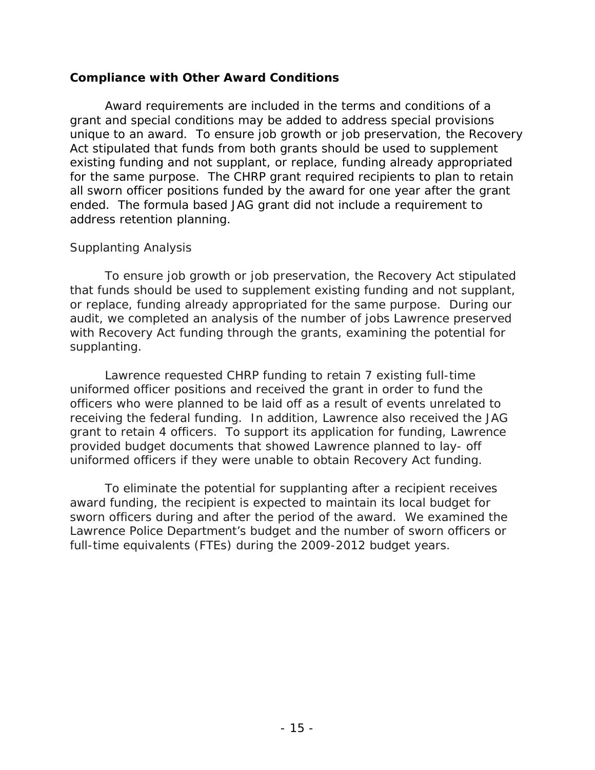## Compliance with Other Award Conditions

Award requirements are included in the terms and conditions of a grant and special conditions may be added to address special provisions unique to an award. To ensure job growth or job preservation, the Recovery Act stipulated that funds from both grants should be used to supplement existing funding and not supplant, or replace, funding already appropriated for the same purpose. The CHRP grant required recipients to plan to retain all sworn officer positions funded by the award for one year after the grant ended. The formula based JAG grant did not include a requirement to address retention planning.

### Supplanting Analysis

To ensure job growth or job preservation, the Recovery Act stipulated that funds should be used to supplement existing funding and not supplant, or replace, funding already appropriated for the same purpose. During our audit, we completed an analysis of the number of jobs Lawrence preserved with Recovery Act funding through the grants, examining the potential for supplanting.

Lawrence requested CHRP funding to retain 7 existing full-time uniformed officer positions and received the grant in order to fund the officers who were planned to be laid off as a result of events unrelated to receiving the federal funding. In addition, Lawrence also received the JAG grant to retain 4 officers. To support its application for funding, Lawrence provided budget documents that showed Lawrence planned to lay- off uniformed officers if they were unable to obtain Recovery Act funding.

To eliminate the potential for supplanting after a recipient receives award funding, the recipient is expected to maintain its local budget for sworn officers during and after the period of the award. We examined the Lawrence Police Department's budget and the number of sworn officers or full-time equivalents (FTEs) during the 2009-2012 budget years.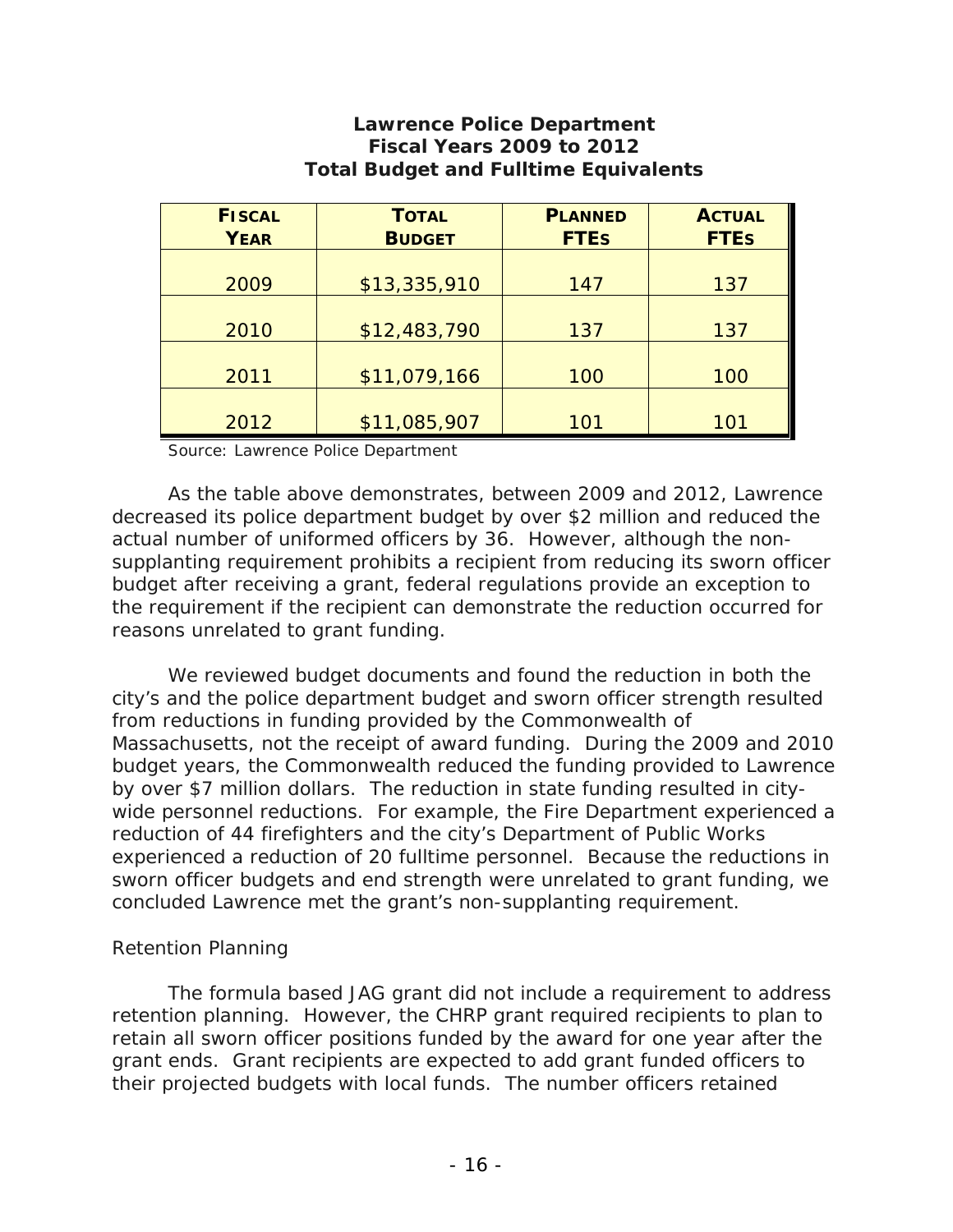**Lawrence Police Department**
**Fiscal Years 2009 to 2012**
**Total Budget and Fulltime Equivalents**

| FISCAL YEAR | TOTAL BUDGET | PLANNED FTES | ACTUAL FTES |
|---|---|---|---|
| 2009 | $13,335,910 | 147 | 137 |
| 2010 | $12,483,790 | 137 | 137 |
| 2011 | $11,079,166 | 100 | 100 |
| 2012 | $11,085,907 | 101 | 101 |

Source: Lawrence Police Department

As the table above demonstrates, between 2009 and 2012, Lawrence decreased its police department budget by over $2 million and reduced the actual number of uniformed officers by 36. However, although the non-supplanting requirement prohibits a recipient from reducing its sworn officer budget after receiving a grant, federal regulations provide an exception to the requirement if the recipient can demonstrate the reduction occurred for reasons unrelated to grant funding.

We reviewed budget documents and found the reduction in both the city's and the police department budget and sworn officer strength resulted from reductions in funding provided by the Commonwealth of Massachusetts, not the receipt of award funding. During the 2009 and 2010 budget years, the Commonwealth reduced the funding provided to Lawrence by over $7 million dollars. The reduction in state funding resulted in city-wide personnel reductions. For example, the Fire Department experienced a reduction of 44 firefighters and the city's Department of Public Works experienced a reduction of 20 fulltime personnel. Because the reductions in sworn officer budgets and end strength were unrelated to grant funding, we concluded Lawrence met the grant's non-supplanting requirement.

*Retention Planning*

The formula based JAG grant did not include a requirement to address retention planning. However, the CHRP grant required recipients to plan to retain all sworn officer positions funded by the award for one year after the grant ends. Grant recipients are expected to add grant funded officers to their projected budgets with local funds. The number officers retained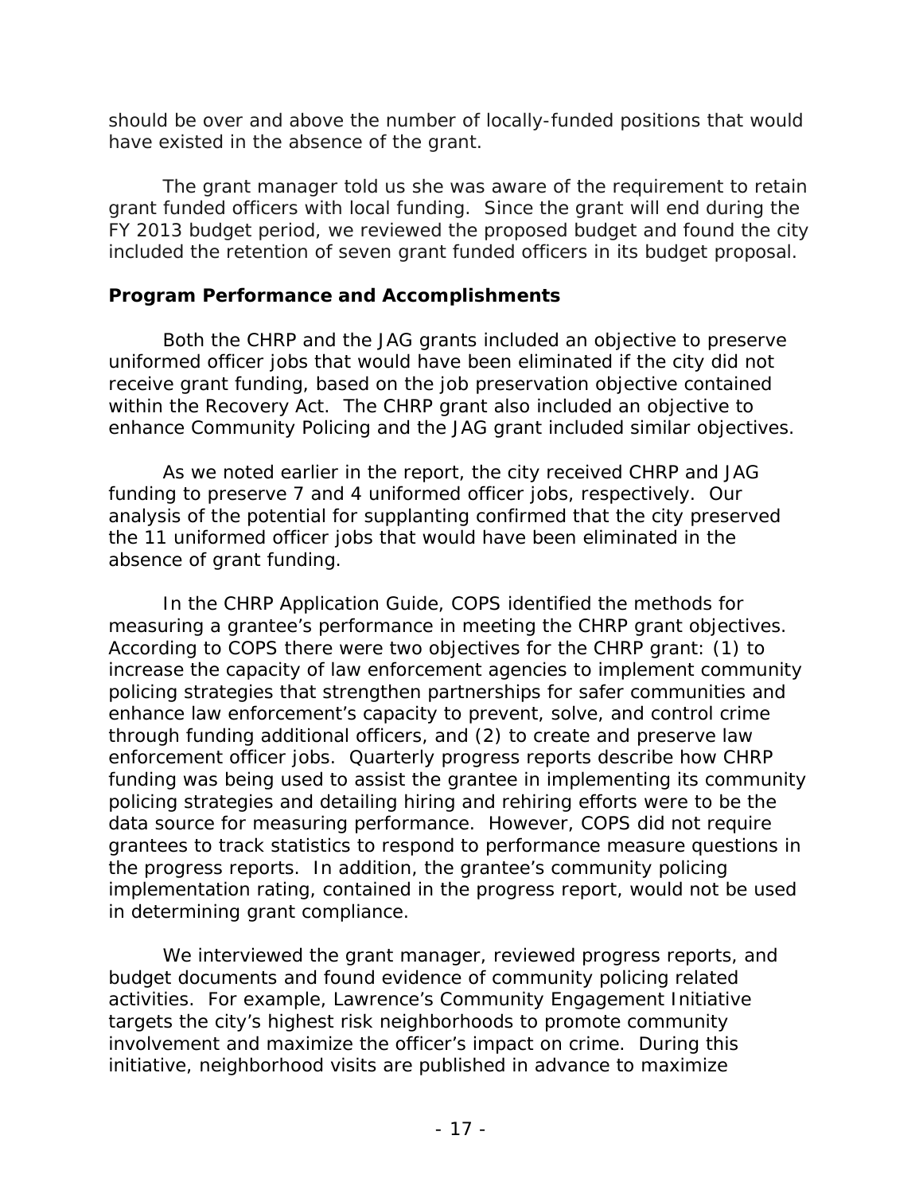should be over and above the number of locally-funded positions that would have existed in the absence of the grant.

The grant manager told us she was aware of the requirement to retain grant funded officers with local funding. Since the grant will end during the FY 2013 budget period, we reviewed the proposed budget and found the city included the retention of seven grant funded officers in its budget proposal.

### Program Performance and Accomplishments

Both the CHRP and the JAG grants included an objective to preserve uniformed officer jobs that would have been eliminated if the city did not receive grant funding, based on the job preservation objective contained within the Recovery Act. The CHRP grant also included an objective to enhance Community Policing and the JAG grant included similar objectives.

As we noted earlier in the report, the city received CHRP and JAG funding to preserve 7 and 4 uniformed officer jobs, respectively. Our analysis of the potential for supplanting confirmed that the city preserved the 11 uniformed officer jobs that would have been eliminated in the absence of grant funding.

In the CHRP Application Guide, COPS identified the methods for measuring a grantee's performance in meeting the CHRP grant objectives. According to COPS there were two objectives for the CHRP grant: (1) to increase the capacity of law enforcement agencies to implement community policing strategies that strengthen partnerships for safer communities and enhance law enforcement's capacity to prevent, solve, and control crime through funding additional officers, and (2) to create and preserve law enforcement officer jobs. Quarterly progress reports describe how CHRP funding was being used to assist the grantee in implementing its community policing strategies and detailing hiring and rehiring efforts were to be the data source for measuring performance. However, COPS did not require grantees to track statistics to respond to performance measure questions in the progress reports. In addition, the grantee's community policing implementation rating, contained in the progress report, would not be used in determining grant compliance.

We interviewed the grant manager, reviewed progress reports, and budget documents and found evidence of community policing related activities. For example, Lawrence's Community Engagement Initiative targets the city's highest risk neighborhoods to promote community involvement and maximize the officer's impact on crime. During this initiative, neighborhood visits are published in advance to maximize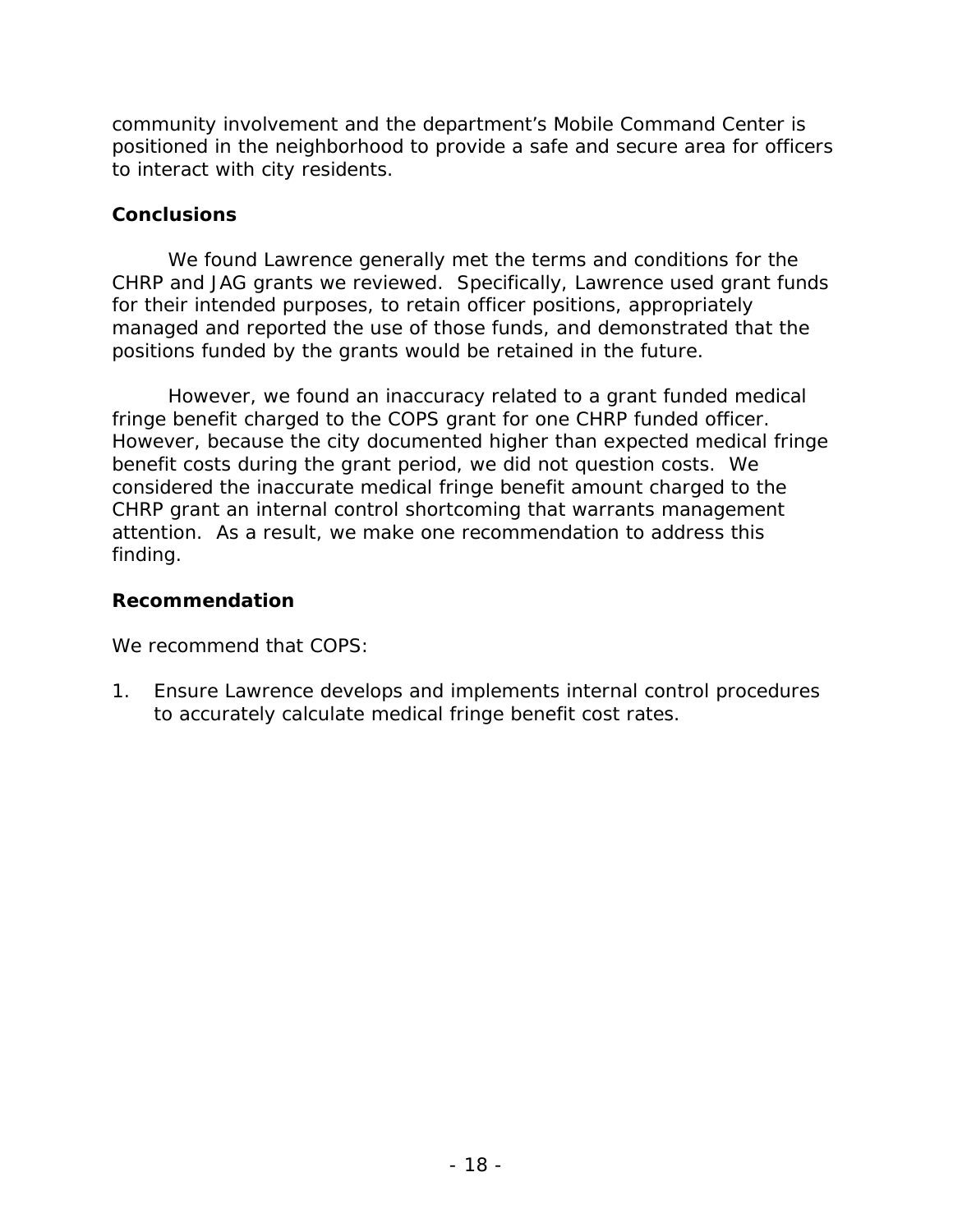community involvement and the department's Mobile Command Center is positioned in the neighborhood to provide a safe and secure area for officers to interact with city residents.

## Conclusions

We found Lawrence generally met the terms and conditions for the CHRP and JAG grants we reviewed. Specifically, Lawrence used grant funds for their intended purposes, to retain officer positions, appropriately managed and reported the use of those funds, and demonstrated that the positions funded by the grants would be retained in the future.

However, we found an inaccuracy related to a grant funded medical fringe benefit charged to the COPS grant for one CHRP funded officer. However, because the city documented higher than expected medical fringe benefit costs during the grant period, we did not question costs. We considered the inaccurate medical fringe benefit amount charged to the CHRP grant an internal control shortcoming that warrants management attention. As a result, we make one recommendation to address this finding.

## Recommendation

We recommend that COPS:

1. Ensure Lawrence develops and implements internal control procedures to accurately calculate medical fringe benefit cost rates.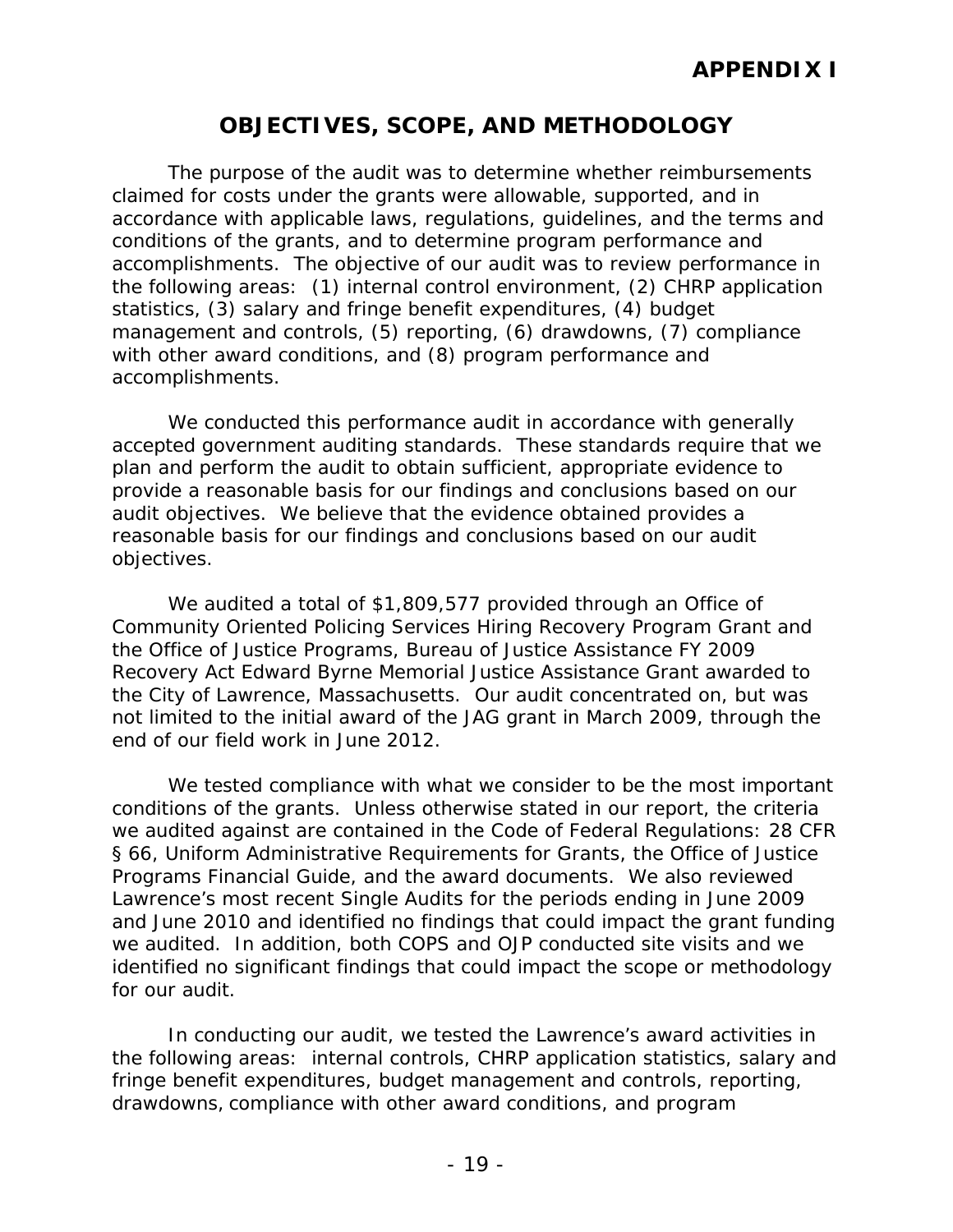# APPENDIX I

## OBJECTIVES, SCOPE, AND METHODOLOGY

The purpose of the audit was to determine whether reimbursements claimed for costs under the grants were allowable, supported, and in accordance with applicable laws, regulations, guidelines, and the terms and conditions of the grants, and to determine program performance and accomplishments. The objective of our audit was to review performance in the following areas: (1) internal control environment, (2) CHRP application statistics, (3) salary and fringe benefit expenditures, (4) budget management and controls, (5) reporting, (6) drawdowns, (7) compliance with other award conditions, and (8) program performance and accomplishments.

We conducted this performance audit in accordance with generally accepted government auditing standards. These standards require that we plan and perform the audit to obtain sufficient, appropriate evidence to provide a reasonable basis for our findings and conclusions based on our audit objectives. We believe that the evidence obtained provides a reasonable basis for our findings and conclusions based on our audit objectives.

We audited a total of $1,809,577 provided through an Office of Community Oriented Policing Services Hiring Recovery Program Grant and the Office of Justice Programs, Bureau of Justice Assistance FY 2009 Recovery Act Edward Byrne Memorial Justice Assistance Grant awarded to the City of Lawrence, Massachusetts. Our audit concentrated on, but was not limited to the initial award of the JAG grant in March 2009, through the end of our field work in June 2012.

We tested compliance with what we consider to be the most important conditions of the grants. Unless otherwise stated in our report, the criteria we audited against are contained in the Code of Federal Regulations: 28 CFR § 66, Uniform Administrative Requirements for Grants, the Office of Justice Programs Financial Guide, and the award documents. We also reviewed Lawrence's most recent Single Audits for the periods ending in June 2009 and June 2010 and identified no findings that could impact the grant funding we audited. In addition, both COPS and OJP conducted site visits and we identified no significant findings that could impact the scope or methodology for our audit.

In conducting our audit, we tested the Lawrence's award activities in the following areas: internal controls, CHRP application statistics, salary and fringe benefit expenditures, budget management and controls, reporting, drawdowns, compliance with other award conditions, and program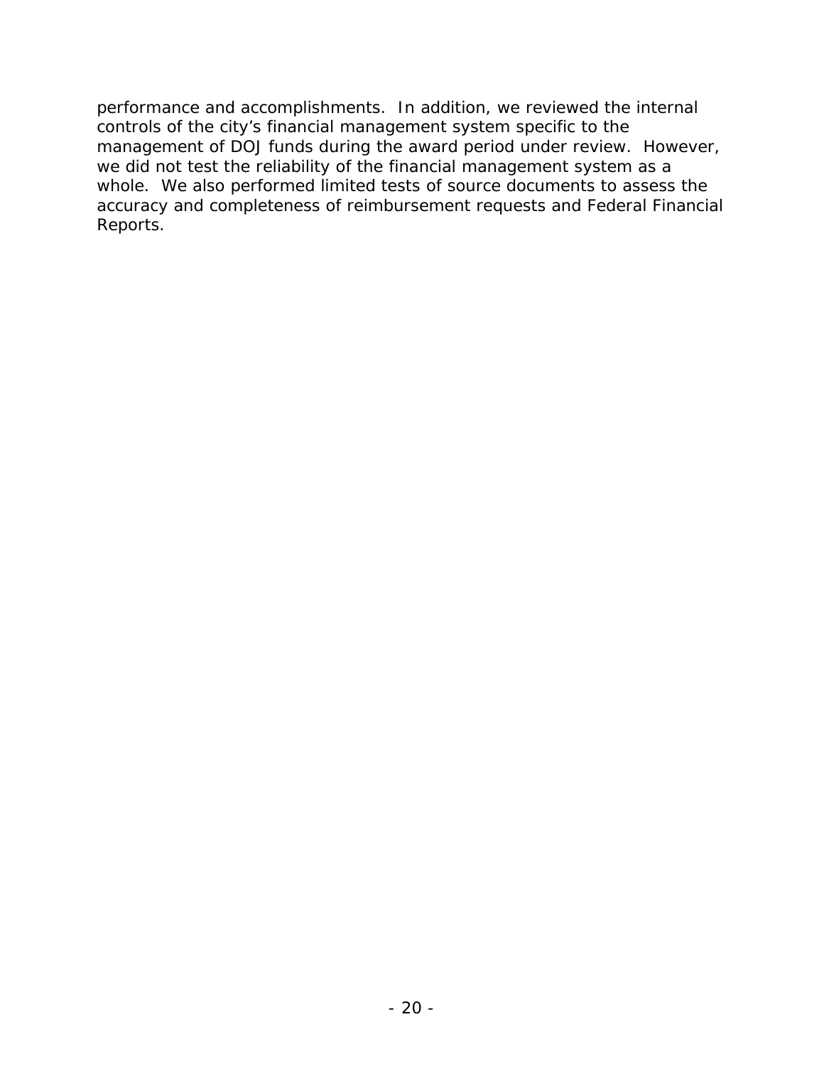performance and accomplishments. In addition, we reviewed the internal controls of the city's financial management system specific to the management of DOJ funds during the award period under review. However, we did not test the reliability of the financial management system as a whole. We also performed limited tests of source documents to assess the accuracy and completeness of reimbursement requests and Federal Financial Reports.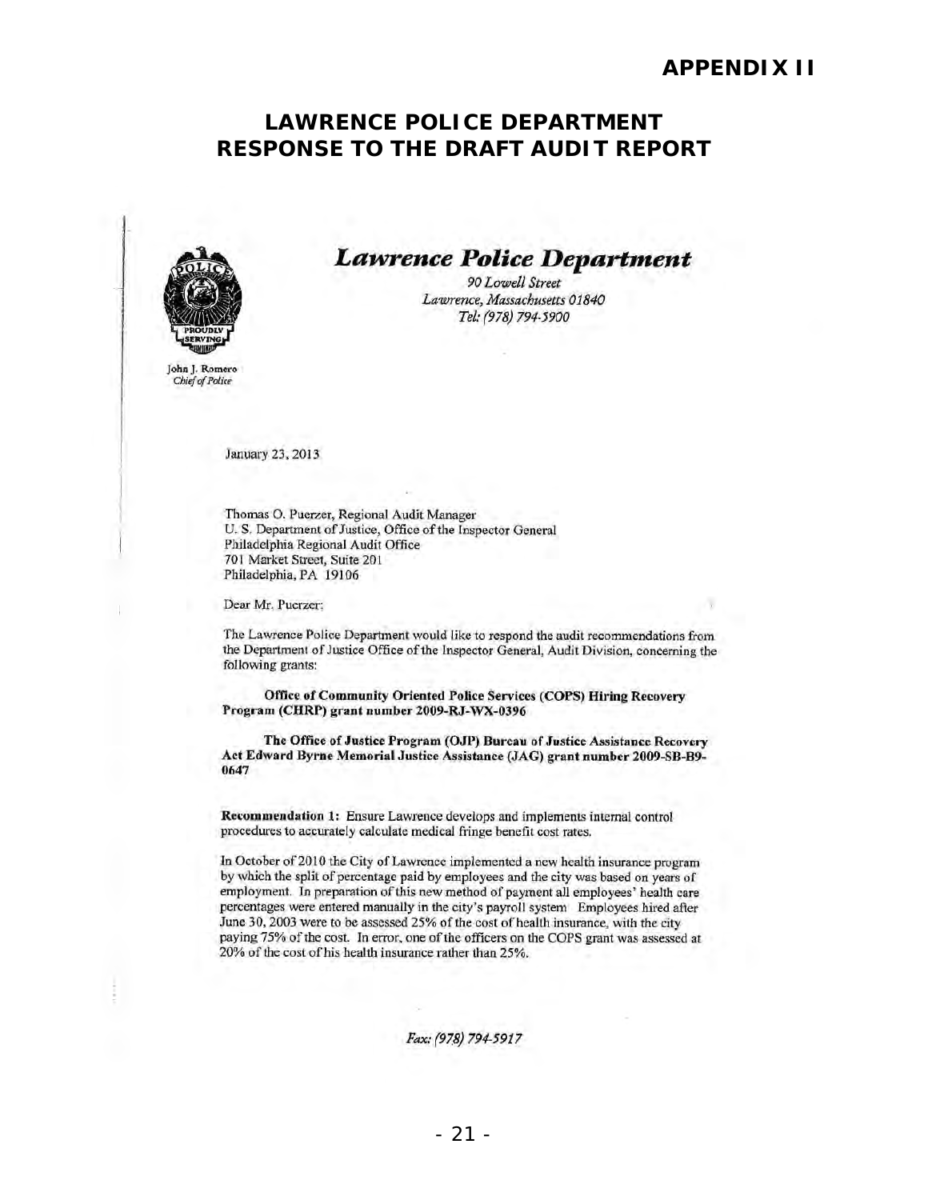# APPENDIX II

## LAWRENCE POLICE DEPARTMENT RESPONSE TO THE DRAFT AUDIT REPORT

***Lawrence Police Department***

*90 Lowell Street*
*Lawrence, Massachusetts 01840*
*Tel: (978) 794-5900*

John J. Romero
*Chief of Police*

January 23, 2013

Thomas O. Puerzer, Regional Audit Manager
U. S. Department of Justice, Office of the Inspector General
Philadelphia Regional Audit Office
701 Market Street, Suite 201
Philadelphia, PA 19106

Dear Mr. Puerzer:

The Lawrence Police Department would like to respond the audit recommendations from the Department of Justice Office of the Inspector General, Audit Division, concerning the following grants:

**Office of Community Oriented Police Services (COPS) Hiring Recovery Program (CHRP) grant number 2009-RJ-WX-0396**

**The Office of Justice Program (OJP) Bureau of Justice Assistance Recovery Act Edward Byrne Memorial Justice Assistance (JAG) grant number 2009-SB-B9-0647**

**Recommendation 1:** Ensure Lawrence develops and implements internal control procedures to accurately calculate medical fringe benefit cost rates.

In October of 2010 the City of Lawrence implemented a new health insurance program by which the split of percentage paid by employees and the city was based on years of employment. In preparation of this new method of payment all employees' health care percentages were entered manually in the city's payroll system Employees hired after June 30, 2003 were to be assessed 25% of the cost of health insurance, with the city paying 75% of the cost. In error, one of the officers on the COPS grant was assessed at 20% of the cost of his health insurance rather than 25%.

*Fax: (978) 794-5917*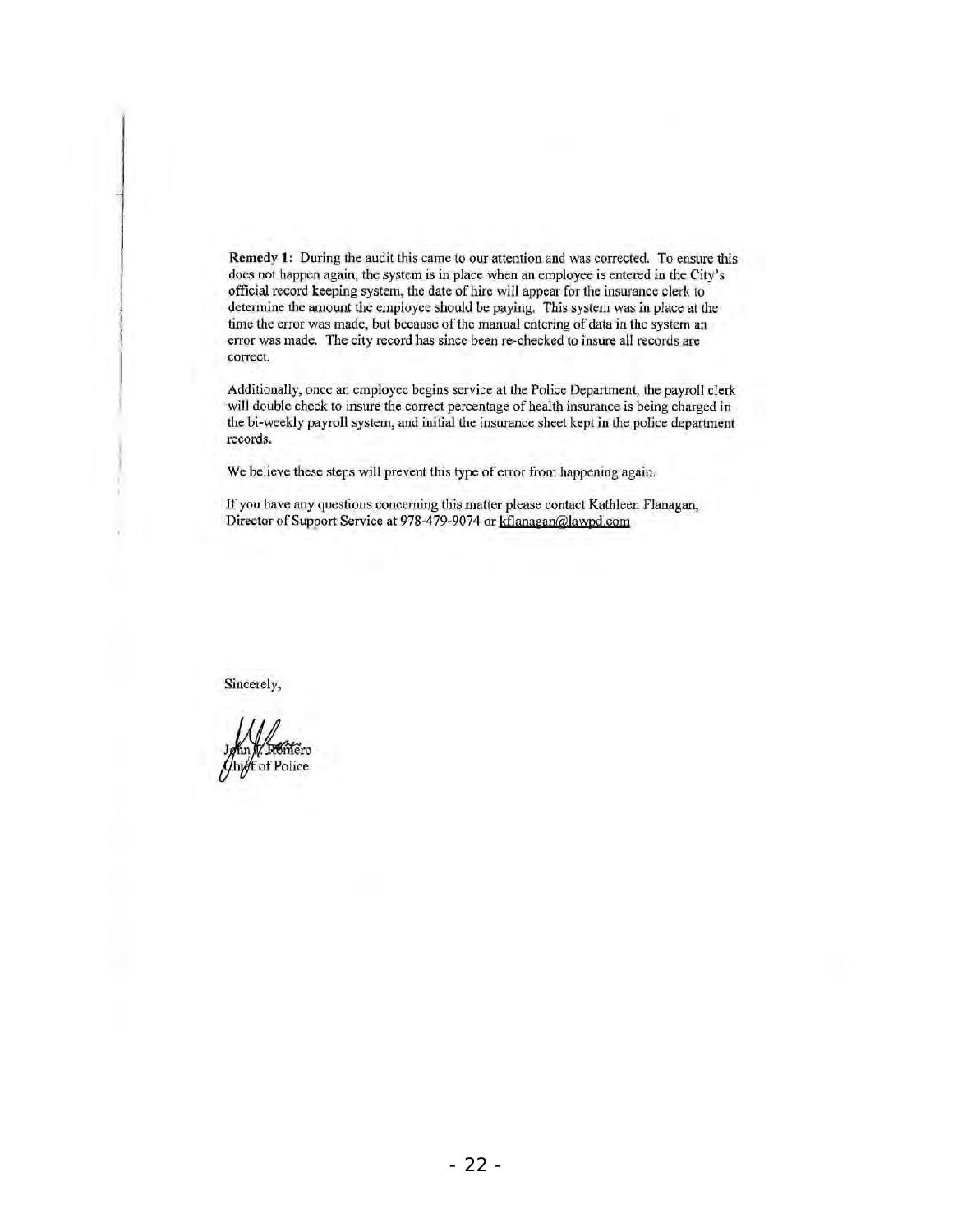**Remedy 1:** During the audit this came to our attention and was corrected. To ensure this does not happen again, the system is in place when an employee is entered in the City's official record keeping system, the date of hire will appear for the insurance clerk to determine the amount the employee should be paying. This system was in place at the time the error was made, but because of the manual entering of data in the system an error was made. The city record has since been re-checked to insure all records are correct.

Additionally, once an employee begins service at the Police Department, the payroll clerk will double check to insure the correct percentage of health insurance is being charged in the bi-weekly payroll system, and initial the insurance sheet kept in the police department records.

We believe these steps will prevent this type of error from happening again.

If you have any questions concerning this matter please contact Kathleen Flanagan, Director of Support Service at 978-479-9074 or kflanagan@lawpd.com

Sincerely,

John J. Romero
Chief of Police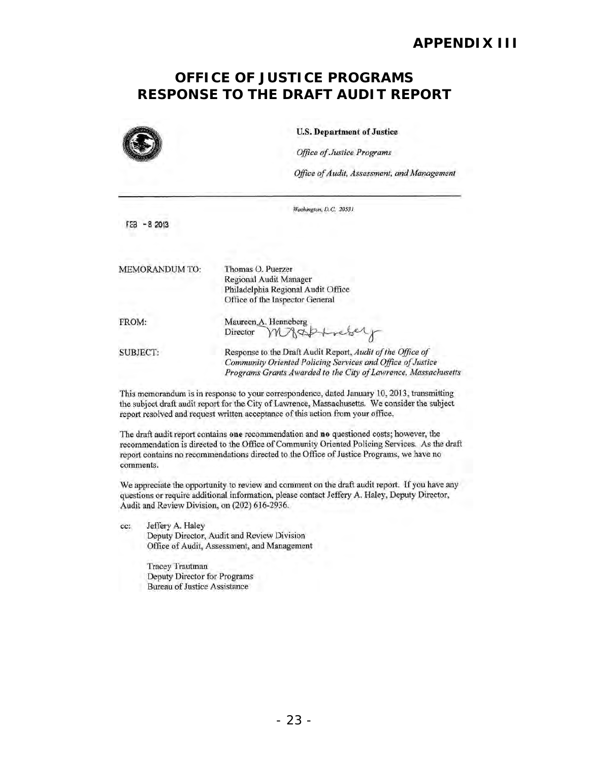# APPENDIX III

## OFFICE OF JUSTICE PROGRAMS RESPONSE TO THE DRAFT AUDIT REPORT

**U.S. Department of Justice**

*Office of Justice Programs*

*Office of Audit, Assessment, and Management*

*Washington, D.C. 20531*

FEB - 8 2013

MEMORANDUM TO: Thomas O. Puerzer
Regional Audit Manager
Philadelphia Regional Audit Office
Office of the Inspector General

FROM: Maureen A. Henneberg
Director

SUBJECT: Response to the Draft Audit Report, *Audit of the Office of Community Oriented Policing Services and Office of Justice Programs Grants Awarded to the City of Lawrence, Massachusetts*

This memorandum is in response to your correspondence, dated January 10, 2013, transmitting the subject draft audit report for the City of Lawrence, Massachusetts. We consider the subject report resolved and request written acceptance of this action from your office.

The draft audit report contains **one** recommendation and **no** questioned costs; however, the recommendation is directed to the Office of Community Oriented Policing Services. As the draft report contains no recommendations directed to the Office of Justice Programs, we have no comments.

We appreciate the opportunity to review and comment on the draft audit report. If you have any questions or require additional information, please contact Jeffery A. Haley, Deputy Director, Audit and Review Division, on (202) 616-2936.

cc: Jeffery A. Haley
Deputy Director, Audit and Review Division
Office of Audit, Assessment, and Management

Tracey Trautman
Deputy Director for Programs
Bureau of Justice Assistance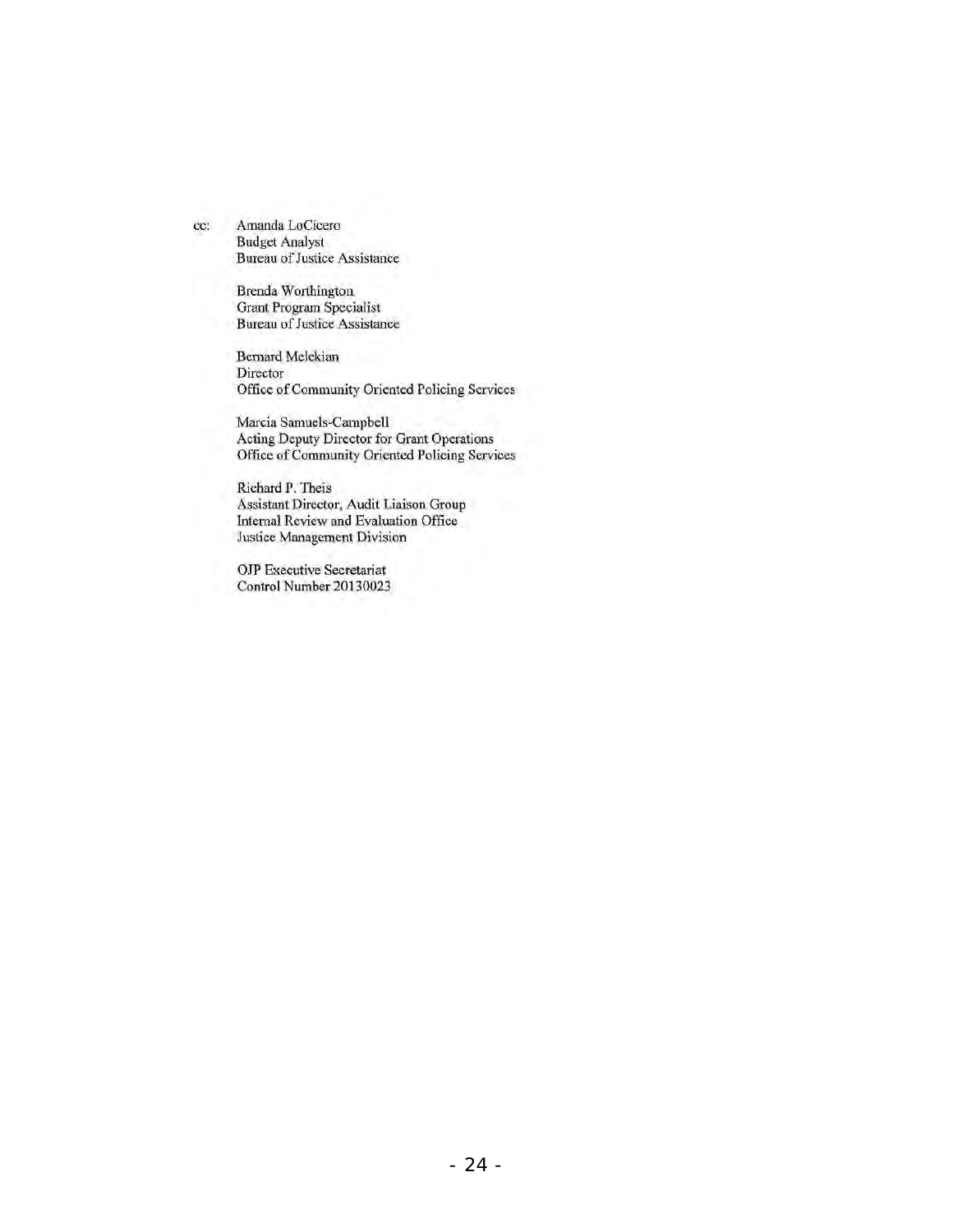cc: Amanda LoCicero
Budget Analyst
Bureau of Justice Assistance

Brenda Worthington
Grant Program Specialist
Bureau of Justice Assistance

Bernard Melekian
Director
Office of Community Oriented Policing Services

Marcia Samuels-Campbell
Acting Deputy Director for Grant Operations
Office of Community Oriented Policing Services

Richard P. Theis
Assistant Director, Audit Liaison Group
Internal Review and Evaluation Office
Justice Management Division

OJP Executive Secretariat
Control Number 20130023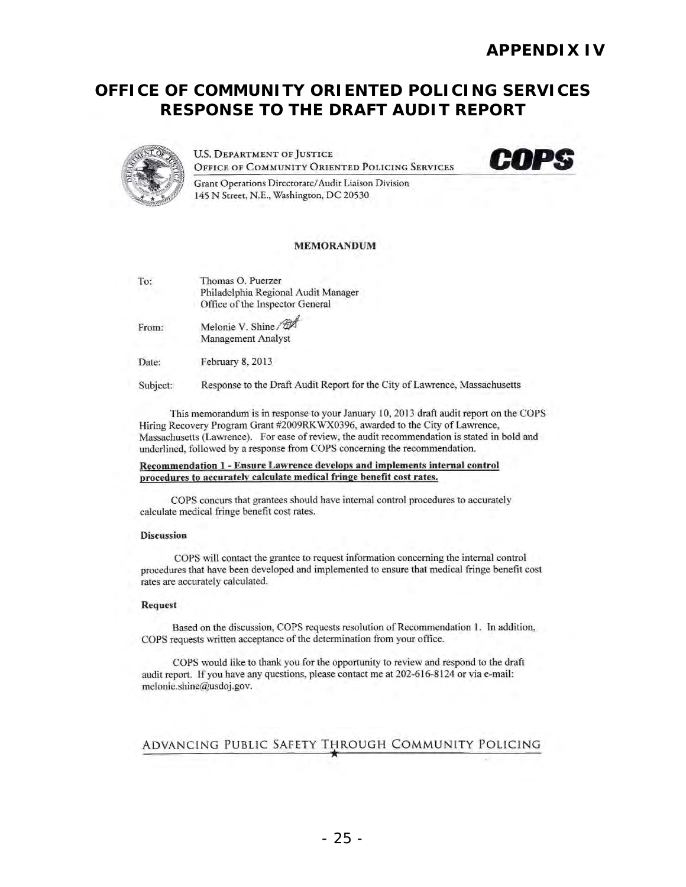# APPENDIX IV

## OFFICE OF COMMUNITY ORIENTED POLICING SERVICES RESPONSE TO THE DRAFT AUDIT REPORT

U.S. DEPARTMENT OF JUSTICE
OFFICE OF COMMUNITY ORIENTED POLICING SERVICES

**COPS**

Grant Operations Directorate/Audit Liaison Division
145 N Street, N.E., Washington, DC 20530

**MEMORANDUM**

To: Thomas O. Puerzer
Philadelphia Regional Audit Manager
Office of the Inspector General

From: Melonie V. Shine
Management Analyst

Date: February 8, 2013

Subject: Response to the Draft Audit Report for the City of Lawrence, Massachusetts

This memorandum is in response to your January 10, 2013 draft audit report on the COPS Hiring Recovery Program Grant #2009RKWX0396, awarded to the City of Lawrence, Massachusetts (Lawrence). For ease of review, the audit recommendation is stated in bold and underlined, followed by a response from COPS concerning the recommendation.

**Recommendation 1 - Ensure Lawrence develops and implements internal control procedures to accurately calculate medical fringe benefit cost rates.**

COPS concurs that grantees should have internal control procedures to accurately calculate medical fringe benefit cost rates.

**Discussion**

COPS will contact the grantee to request information concerning the internal control procedures that have been developed and implemented to ensure that medical fringe benefit cost rates are accurately calculated.

**Request**

Based on the discussion, COPS requests resolution of Recommendation 1. In addition, COPS requests written acceptance of the determination from your office.

COPS would like to thank you for the opportunity to review and respond to the draft audit report. If you have any questions, please contact me at 202-616-8124 or via e-mail: melonie.shine@usdoj.gov.

ADVANCING PUBLIC SAFETY THROUGH COMMUNITY POLICING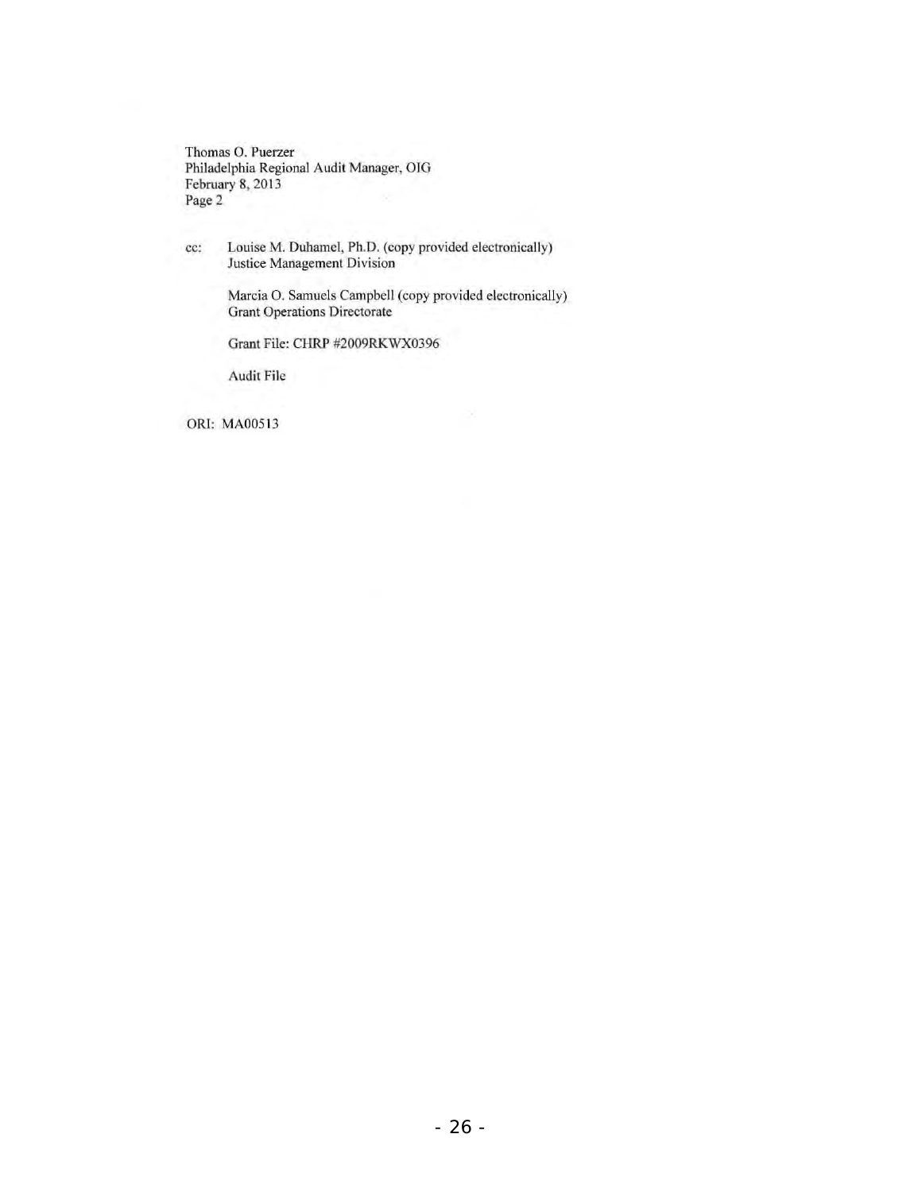Thomas O. Puerzer
Philadelphia Regional Audit Manager, OIG
February 8, 2013
Page 2

cc: Louise M. Duhamel, Ph.D. (copy provided electronically)
Justice Management Division

Marcia O. Samuels Campbell (copy provided electronically)
Grant Operations Directorate

Grant File: CHRP #2009RKWX0396

Audit File

ORI: MA00513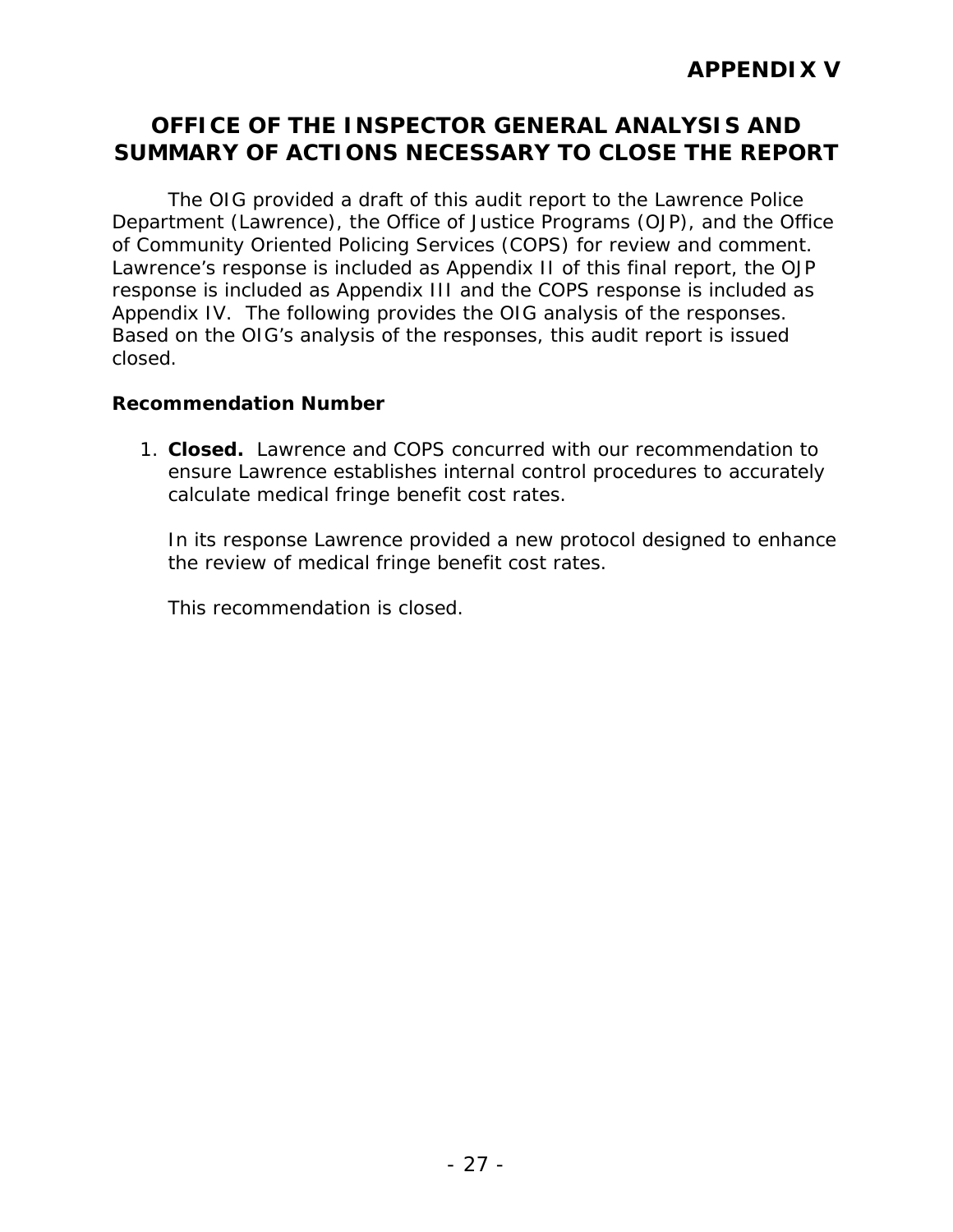# APPENDIX V

## OFFICE OF THE INSPECTOR GENERAL ANALYSIS AND SUMMARY OF ACTIONS NECESSARY TO CLOSE THE REPORT

The OIG provided a draft of this audit report to the Lawrence Police Department (Lawrence), the Office of Justice Programs (OJP), and the Office of Community Oriented Policing Services (COPS) for review and comment. Lawrence's response is included as Appendix II of this final report, the OJP response is included as Appendix III and the COPS response is included as Appendix IV. The following provides the OIG analysis of the responses. Based on the OIG's analysis of the responses, this audit report is issued closed.

**Recommendation Number**

1. **Closed.** Lawrence and COPS concurred with our recommendation to ensure Lawrence establishes internal control procedures to accurately calculate medical fringe benefit cost rates.

   In its response Lawrence provided a new protocol designed to enhance the review of medical fringe benefit cost rates.

   This recommendation is closed.